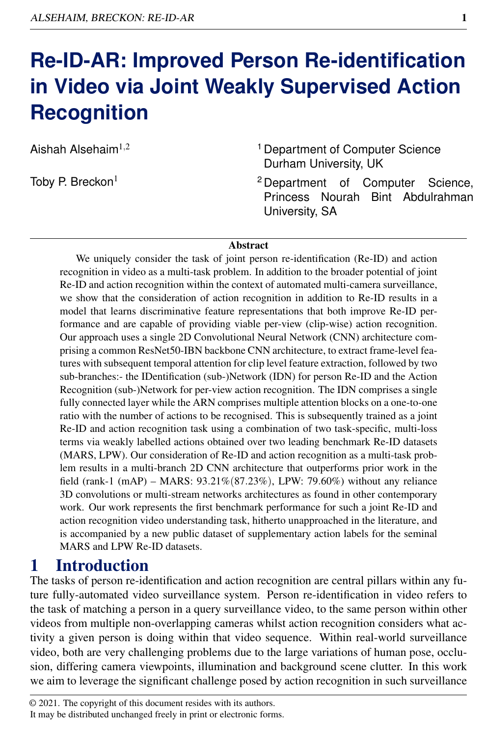# Re-ID-AR: Improved Person Re-identification in Video via Joint Weakly Supervised Action Recognition

Aishah Alsehaim[1,2]

Toby P. Breckon[1]

[1] Department of Computer Science Durham University, UK

[2] Department of Computer Science, Princess Nourah Bint Abdulrahman University, SA

## Abstract

We uniquely consider the task of joint person re-identification (Re-ID) and action recognition in video as a multi-task problem. In addition to the broader potential of joint Re-ID and action recognition within the context of automated multi-camera surveillance, we show that the consideration of action recognition in addition to Re-ID results in a model that learns discriminative feature representations that both improve Re-ID performance and are capable of providing viable per-view (clip-wise) action recognition. Our approach uses a single 2D Convolutional Neural Network (CNN) architecture comprising a common ResNet50-IBN backbone CNN architecture, to extract frame-level features with subsequent temporal attention for clip level feature extraction, followed by two sub-branches:- the IDentification (sub-)Network (IDN) for person Re-ID and the Action Recognition (sub-)Network for per-view action recognition. The IDN comprises a single fully connected layer while the ARN comprises multiple attention blocks on a one-to-one ratio with the number of actions to be recognised. This is subsequently trained as a joint Re-ID and action recognition task using a combination of two task-specific, multi-loss terms via weakly labelled actions obtained over two leading benchmark Re-ID datasets (MARS, LPW). Our consideration of Re-ID and action recognition as a multi-task problem results in a multi-branch 2D CNN architecture that outperforms prior work in the field (rank-1 (mAP) – MARS: 93.21%(87.23%), LPW: 79.60%) without any reliance 3D convolutions or multi-stream networks architectures as found in other contemporary work. Our work represents the first benchmark performance for such a joint Re-ID and action recognition video understanding task, hitherto unapproached in the literature, and is accompanied by a new public dataset of supplementary action labels for the seminal MARS and LPW Re-ID datasets.

## 1 Introduction

The tasks of person re-identification and action recognition are central pillars within any future fully-automated video surveillance system. Person re-identification in video refers to the task of matching a person in a query surveillance video, to the same person within other videos from multiple non-overlapping cameras whilst action recognition considers what activity a given person is doing within that video sequence. Within real-world surveillance video, both are very challenging problems due to the large variations of human pose, occlusion, differing camera viewpoints, illumination and background scene clutter. In this work we aim to leverage the significant challenge posed by action recognition in such surveillance

© 2021. The copyright of this document resides with its authors.
It may be distributed unchanged freely in print or electronic forms.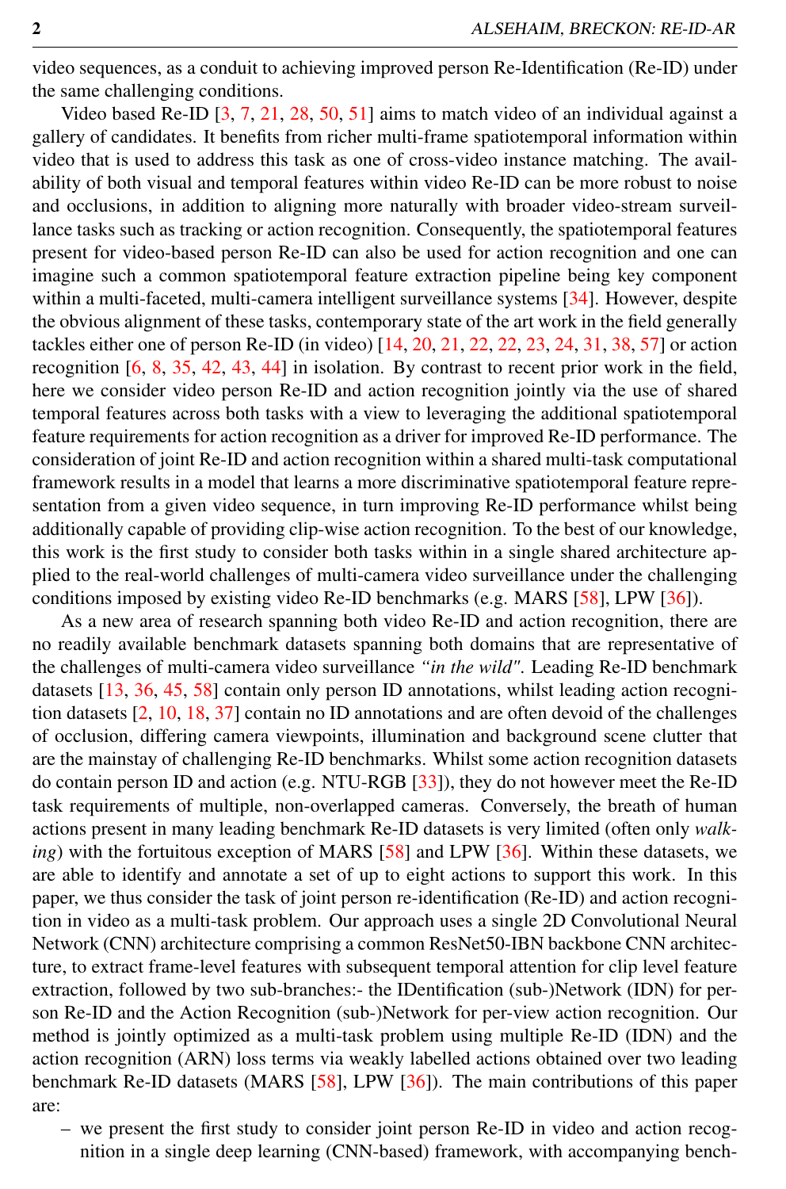video sequences, as a conduit to achieving improved person Re-Identification (Re-ID) under the same challenging conditions.

Video based Re-ID [3, 7, 21, 28, 50, 51] aims to match video of an individual against a gallery of candidates. It benefits from richer multi-frame spatiotemporal information within video that is used to address this task as one of cross-video instance matching. The availability of both visual and temporal features within video Re-ID can be more robust to noise and occlusions, in addition to aligning more naturally with broader video-stream surveillance tasks such as tracking or action recognition. Consequently, the spatiotemporal features present for video-based person Re-ID can also be used for action recognition and one can imagine such a common spatiotemporal feature extraction pipeline being key component within a multi-faceted, multi-camera intelligent surveillance systems [34]. However, despite the obvious alignment of these tasks, contemporary state of the art work in the field generally tackles either one of person Re-ID (in video) [14, 20, 21, 22, 22, 23, 24, 31, 38, 57] or action recognition [6, 8, 35, 42, 43, 44] in isolation. By contrast to recent prior work in the field, here we consider video person Re-ID and action recognition jointly via the use of shared temporal features across both tasks with a view to leveraging the additional spatiotemporal feature requirements for action recognition as a driver for improved Re-ID performance. The consideration of joint Re-ID and action recognition within a shared multi-task computational framework results in a model that learns a more discriminative spatiotemporal feature representation from a given video sequence, in turn improving Re-ID performance whilst being additionally capable of providing clip-wise action recognition. To the best of our knowledge, this work is the first study to consider both tasks within in a single shared architecture applied to the real-world challenges of multi-camera video surveillance under the challenging conditions imposed by existing video Re-ID benchmarks (e.g. MARS [58], LPW [36]).

As a new area of research spanning both video Re-ID and action recognition, there are no readily available benchmark datasets spanning both domains that are representative of the challenges of multi-camera video surveillance *"in the wild"*. Leading Re-ID benchmark datasets [13, 36, 45, 58] contain only person ID annotations, whilst leading action recognition datasets [2, 10, 18, 37] contain no ID annotations and are often devoid of the challenges of occlusion, differing camera viewpoints, illumination and background scene clutter that are the mainstay of challenging Re-ID benchmarks. Whilst some action recognition datasets do contain person ID and action (e.g. NTU-RGB [33]), they do not however meet the Re-ID task requirements of multiple, non-overlapped cameras. Conversely, the breath of human actions present in many leading benchmark Re-ID datasets is very limited (often only *walking*) with the fortuitous exception of MARS [58] and LPW [36]. Within these datasets, we are able to identify and annotate a set of up to eight actions to support this work. In this paper, we thus consider the task of joint person re-identification (Re-ID) and action recognition in video as a multi-task problem. Our approach uses a single 2D Convolutional Neural Network (CNN) architecture comprising a common ResNet50-IBN backbone CNN architecture, to extract frame-level features with subsequent temporal attention for clip level feature extraction, followed by two sub-branches:- the IDentification (sub-)Network (IDN) for person Re-ID and the Action Recognition (sub-)Network for per-view action recognition. Our method is jointly optimized as a multi-task problem using multiple Re-ID (IDN) and the action recognition (ARN) loss terms via weakly labelled actions obtained over two leading benchmark Re-ID datasets (MARS [58], LPW [36]). The main contributions of this paper are:

– we present the first study to consider joint person Re-ID in video and action recognition in a single deep learning (CNN-based) framework, with accompanying bench-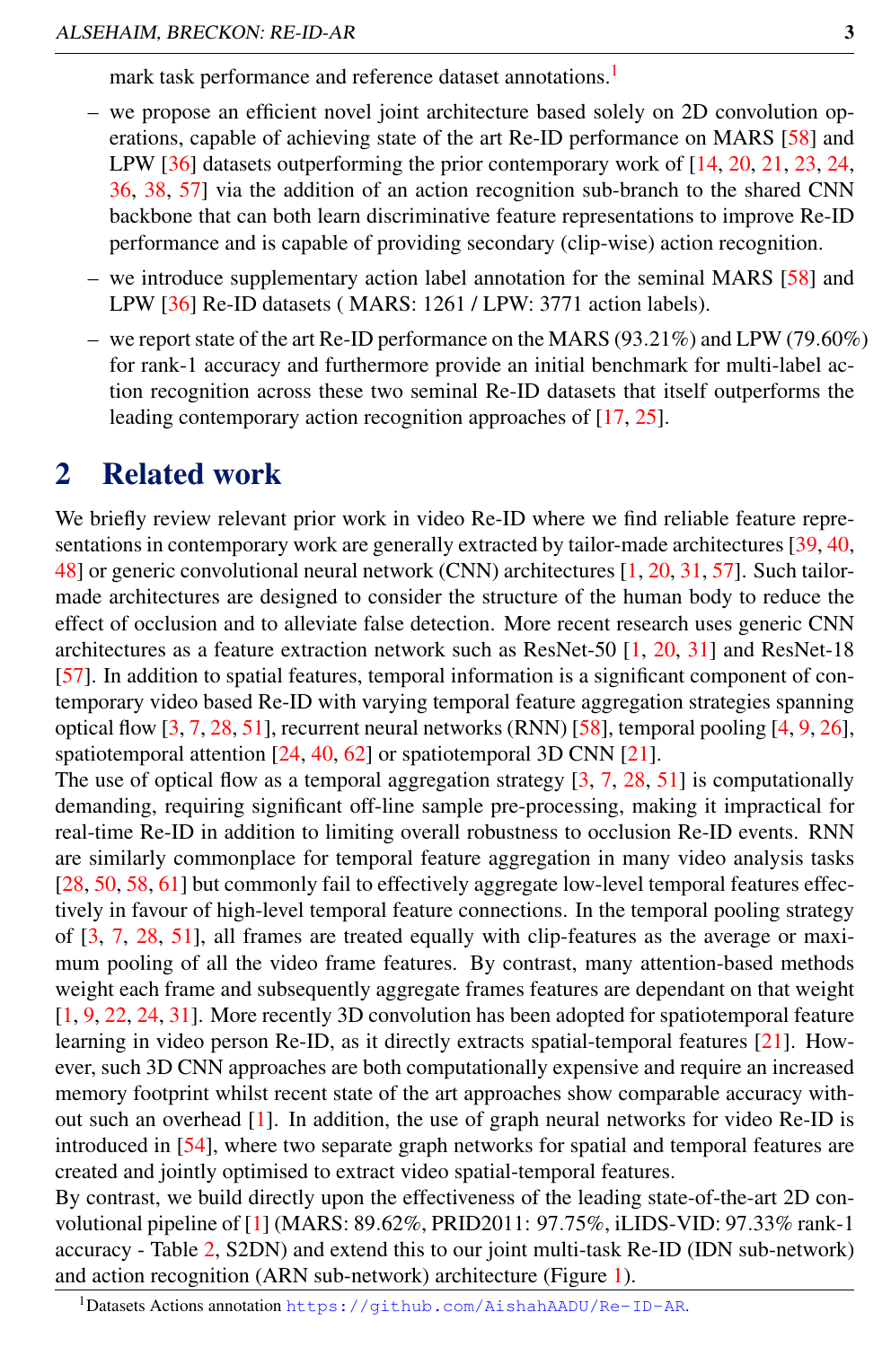mark task performance and reference dataset annotations.[1]

- we propose an efficient novel joint architecture based solely on 2D convolution operations, capable of achieving state of the art Re-ID performance on MARS [58] and LPW [36] datasets outperforming the prior contemporary work of [14, 20, 21, 23, 24, 36, 38, 57] via the addition of an action recognition sub-branch to the shared CNN backbone that can both learn discriminative feature representations to improve Re-ID performance and is capable of providing secondary (clip-wise) action recognition.
- we introduce supplementary action label annotation for the seminal MARS [58] and LPW [36] Re-ID datasets ( MARS: 1261 / LPW: 3771 action labels).
- we report state of the art Re-ID performance on the MARS (93.21%) and LPW (79.60%) for rank-1 accuracy and furthermore provide an initial benchmark for multi-label action recognition across these two seminal Re-ID datasets that itself outperforms the leading contemporary action recognition approaches of [17, 25].

# 2 Related work

We briefly review relevant prior work in video Re-ID where we find reliable feature representations in contemporary work are generally extracted by tailor-made architectures [39, 40, 48] or generic convolutional neural network (CNN) architectures [1, 20, 31, 57]. Such tailor-made architectures are designed to consider the structure of the human body to reduce the effect of occlusion and to alleviate false detection. More recent research uses generic CNN architectures as a feature extraction network such as ResNet-50 [1, 20, 31] and ResNet-18 [57]. In addition to spatial features, temporal information is a significant component of contemporary video based Re-ID with varying temporal feature aggregation strategies spanning optical flow [3, 7, 28, 51], recurrent neural networks (RNN) [58], temporal pooling [4, 9, 26], spatiotemporal attention [24, 40, 62] or spatiotemporal 3D CNN [21].

The use of optical flow as a temporal aggregation strategy [3, 7, 28, 51] is computationally demanding, requiring significant off-line sample pre-processing, making it impractical for real-time Re-ID in addition to limiting overall robustness to occlusion Re-ID events. RNN are similarly commonplace for temporal feature aggregation in many video analysis tasks [28, 50, 58, 61] but commonly fail to effectively aggregate low-level temporal features effectively in favour of high-level temporal feature connections. In the temporal pooling strategy of [3, 7, 28, 51], all frames are treated equally with clip-features as the average or maximum pooling of all the video frame features. By contrast, many attention-based methods weight each frame and subsequently aggregate frames features are dependant on that weight [1, 9, 22, 24, 31]. More recently 3D convolution has been adopted for spatiotemporal feature learning in video person Re-ID, as it directly extracts spatial-temporal features [21]. However, such 3D CNN approaches are both computationally expensive and require an increased memory footprint whilst recent state of the art approaches show comparable accuracy without such an overhead [1]. In addition, the use of graph neural networks for video Re-ID is introduced in [54], where two separate graph networks for spatial and temporal features are created and jointly optimised to extract video spatial-temporal features.

By contrast, we build directly upon the effectiveness of the leading state-of-the-art 2D convolutional pipeline of [1] (MARS: 89.62%, PRID2011: 97.75%, iLIDS-VID: 97.33% rank-1 accuracy - Table 2, S2DN) and extend this to our joint multi-task Re-ID (IDN sub-network) and action recognition (ARN sub-network) architecture (Figure 1).

[1] Datasets Actions annotation https://github.com/AishahAADU/Re-ID-AR.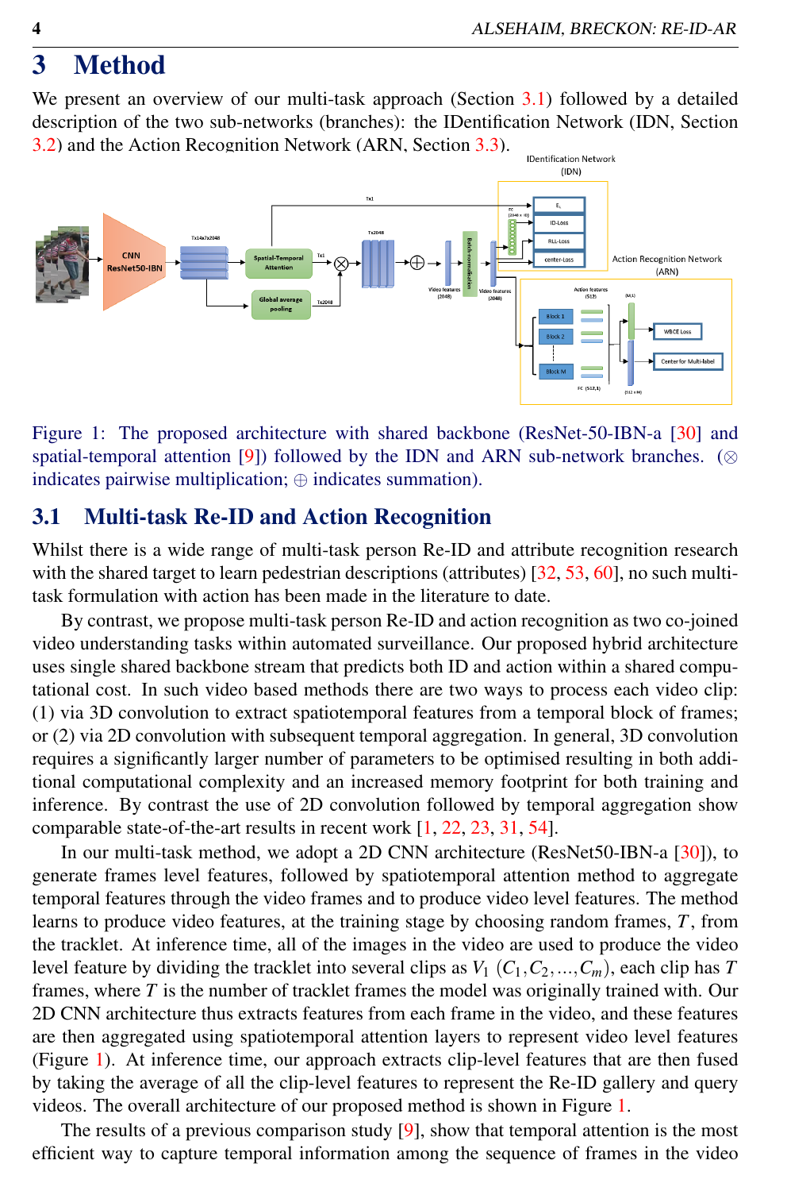# 3 Method

We present an overview of our multi-task approach (Section 3.1) followed by a detailed description of the two sub-networks (branches): the IDentification Network (IDN, Section 3.2) and the Action Recognition Network (ARN, Section 3.3).

Figure 1: The proposed architecture with shared backbone (ResNet-50-IBN-a [30] and spatial-temporal attention [9]) followed by the IDN and ARN sub-network branches. (⊗ indicates pairwise multiplication; ⊕ indicates summation).

## 3.1 Multi-task Re-ID and Action Recognition

Whilst there is a wide range of multi-task person Re-ID and attribute recognition research with the shared target to learn pedestrian descriptions (attributes) [32, 53, 60], no such multi-task formulation with action has been made in the literature to date.

By contrast, we propose multi-task person Re-ID and action recognition as two co-joined video understanding tasks within automated surveillance. Our proposed hybrid architecture uses single shared backbone stream that predicts both ID and action within a shared computational cost. In such video based methods there are two ways to process each video clip: (1) via 3D convolution to extract spatiotemporal features from a temporal block of frames; or (2) via 2D convolution with subsequent temporal aggregation. In general, 3D convolution requires a significantly larger number of parameters to be optimised resulting in both additional computational complexity and an increased memory footprint for both training and inference. By contrast the use of 2D convolution followed by temporal aggregation show comparable state-of-the-art results in recent work [1, 22, 23, 31, 54].

In our multi-task method, we adopt a 2D CNN architecture (ResNet50-IBN-a [30]), to generate frames level features, followed by spatiotemporal attention method to aggregate temporal features through the video frames and to produce video level features. The method learns to produce video features, at the training stage by choosing random frames, $T$, from the tracklet. At inference time, all of the images in the video are used to produce the video level feature by dividing the tracklet into several clips as $V_1$ $(C_1, C_2, \ldots, C_m)$, each clip has $T$ frames, where $T$ is the number of tracklet frames the model was originally trained with. Our 2D CNN architecture thus extracts features from each frame in the video, and these features are then aggregated using spatiotemporal attention layers to represent video level features (Figure 1). At inference time, our approach extracts clip-level features that are then fused by taking the average of all the clip-level features to represent the Re-ID gallery and query videos. The overall architecture of our proposed method is shown in Figure 1.

The results of a previous comparison study [9], show that temporal attention is the most efficient way to capture temporal information among the sequence of frames in the video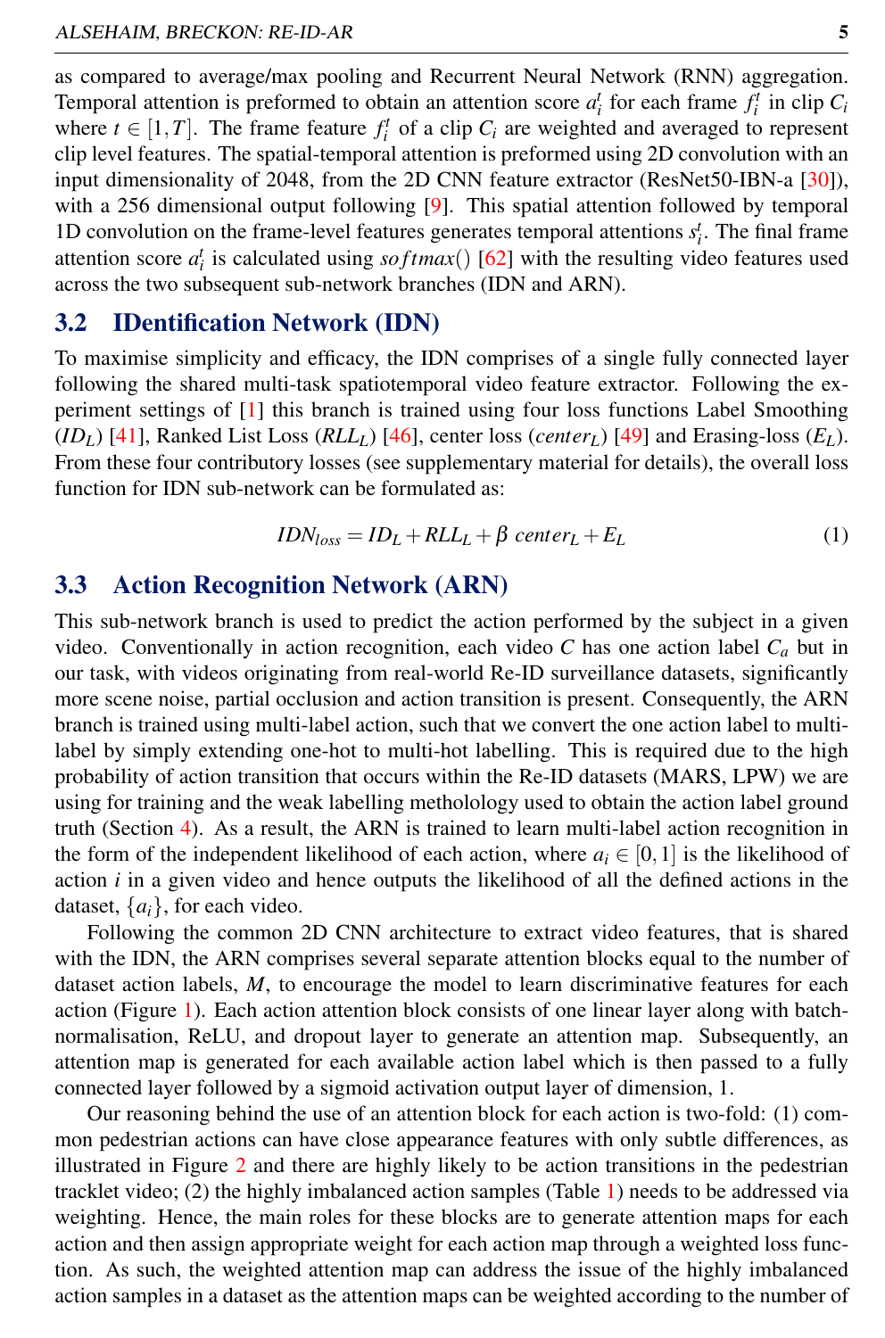as compared to average/max pooling and Recurrent Neural Network (RNN) aggregation. Temporal attention is preformed to obtain an attention score $a_i^t$ for each frame $f_i^t$ in clip $C_i$ where $t \in [1,T]$. The frame feature $f_i^t$ of a clip $C_i$ are weighted and averaged to represent clip level features. The spatial-temporal attention is preformed using 2D convolution with an input dimensionality of 2048, from the 2D CNN feature extractor (ResNet50-IBN-a [30]), with a 256 dimensional output following [9]. This spatial attention followed by temporal 1D convolution on the frame-level features generates temporal attentions $s_i^t$. The final frame attention score $a_i^t$ is calculated using $softmax()$ [62] with the resulting video features used across the two subsequent sub-network branches (IDN and ARN).

## 3.2 IDentification Network (IDN)

To maximise simplicity and efficacy, the IDN comprises of a single fully connected layer following the shared multi-task spatiotemporal video feature extractor. Following the experiment settings of [1] this branch is trained using four loss functions Label Smoothing ($ID_L$) [41], Ranked List Loss ($RLL_L$) [46], center loss ($center_L$) [49] and Erasing-loss ($E_L$). From these four contributory losses (see supplementary material for details), the overall loss function for IDN sub-network can be formulated as:

$$IDN_{loss} = ID_L + RLL_L + \beta \ center_L + E_L \tag{1}$$

## 3.3 Action Recognition Network (ARN)

This sub-network branch is used to predict the action performed by the subject in a given video. Conventionally in action recognition, each video $C$ has one action label $C_a$ but in our task, with videos originating from real-world Re-ID surveillance datasets, significantly more scene noise, partial occlusion and action transition is present. Consequently, the ARN branch is trained using multi-label action, such that we convert the one action label to multi-label by simply extending one-hot to multi-hot labelling. This is required due to the high probability of action transition that occurs within the Re-ID datasets (MARS, LPW) we are using for training and the weak labelling metholology used to obtain the action label ground truth (Section 4). As a result, the ARN is trained to learn multi-label action recognition in the form of the independent likelihood of each action, where $a_i \in [0,1]$ is the likelihood of action $i$ in a given video and hence outputs the likelihood of all the defined actions in the dataset, $\{a_i\}$, for each video.

Following the common 2D CNN architecture to extract video features, that is shared with the IDN, the ARN comprises several separate attention blocks equal to the number of dataset action labels, $M$, to encourage the model to learn discriminative features for each action (Figure 1). Each action attention block consists of one linear layer along with batch-normalisation, ReLU, and dropout layer to generate an attention map. Subsequently, an attention map is generated for each available action label which is then passed to a fully connected layer followed by a sigmoid activation output layer of dimension, 1.

Our reasoning behind the use of an attention block for each action is two-fold: (1) common pedestrian actions can have close appearance features with only subtle differences, as illustrated in Figure 2 and there are highly likely to be action transitions in the pedestrian tracklet video; (2) the highly imbalanced action samples (Table 1) needs to be addressed via weighting. Hence, the main roles for these blocks are to generate attention maps for each action and then assign appropriate weight for each action map through a weighted loss function. As such, the weighted attention map can address the issue of the highly imbalanced action samples in a dataset as the attention maps can be weighted according to the number of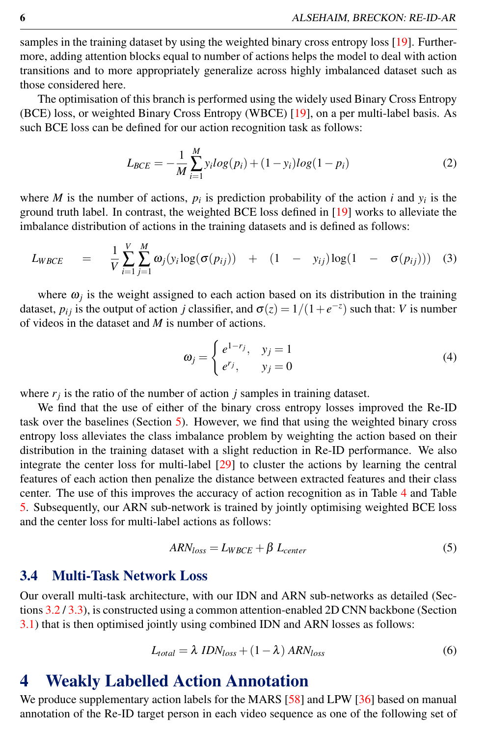samples in the training dataset by using the weighted binary cross entropy loss [19]. Furthermore, adding attention blocks equal to number of actions helps the model to deal with action transitions and to more appropriately generalize across highly imbalanced dataset such as those considered here.

The optimisation of this branch is performed using the widely used Binary Cross Entropy (BCE) loss, or weighted Binary Cross Entropy (WBCE) [19], on a per multi-label basis. As such BCE loss can be defined for our action recognition task as follows:

$$L_{BCE} = -\frac{1}{M}\sum_{i=1}^{M} y_i log(p_i) + (1-y_i) log(1-p_i) \tag{2}$$

where $M$ is the number of actions, $p_i$ is prediction probability of the action $i$ and $y_i$ is the ground truth label. In contrast, the weighted BCE loss defined in [19] works to alleviate the imbalance distribution of actions in the training datasets and is defined as follows:

$$L_{WBCE} = \frac{1}{V}\sum_{i=1}^{V}\sum_{j=1}^{M} \omega_j (y_i \log(\sigma(p_{ij})) + (1 - y_{ij}) \log(1 - \sigma(p_{ij}))) \tag{3}$$

where $\omega_j$ is the weight assigned to each action based on its distribution in the training dataset, $p_{ij}$ is the output of action $j$ classifier, and $\sigma(z) = 1/(1+e^{-z})$ such that: $V$ is number of videos in the dataset and $M$ is number of actions.

$$\omega_j = \begin{cases} e^{1-r_j}, & y_j = 1 \\ e^{r_j}, & y_j = 0 \end{cases} \tag{4}$$

where $r_j$ is the ratio of the number of action $j$ samples in training dataset.

We find that the use of either of the binary cross entropy losses improved the Re-ID task over the baselines (Section 5). However, we find that using the weighted binary cross entropy loss alleviates the class imbalance problem by weighting the action based on their distribution in the training dataset with a slight reduction in Re-ID performance. We also integrate the center loss for multi-label [29] to cluster the actions by learning the central features of each action then penalize the distance between extracted features and their class center. The use of this improves the accuracy of action recognition as in Table 4 and Table 5. Subsequently, our ARN sub-network is trained by jointly optimising weighted BCE loss and the center loss for multi-label actions as follows:

$$ARN_{loss} = L_{WBCE} + \beta \; L_{center} \tag{5}$$

### 3.4 Multi-Task Network Loss

Our overall multi-task architecture, with our IDN and ARN sub-networks as detailed (Sections 3.2 / 3.3), is constructed using a common attention-enabled 2D CNN backbone (Section 3.1) that is then optimised jointly using combined IDN and ARN losses as follows:

$$L_{total} = \lambda \; IDN_{loss} + (1-\lambda) \; ARN_{loss} \tag{6}$$

## 4 Weakly Labelled Action Annotation

We produce supplementary action labels for the MARS [58] and LPW [36] based on manual annotation of the Re-ID target person in each video sequence as one of the following set of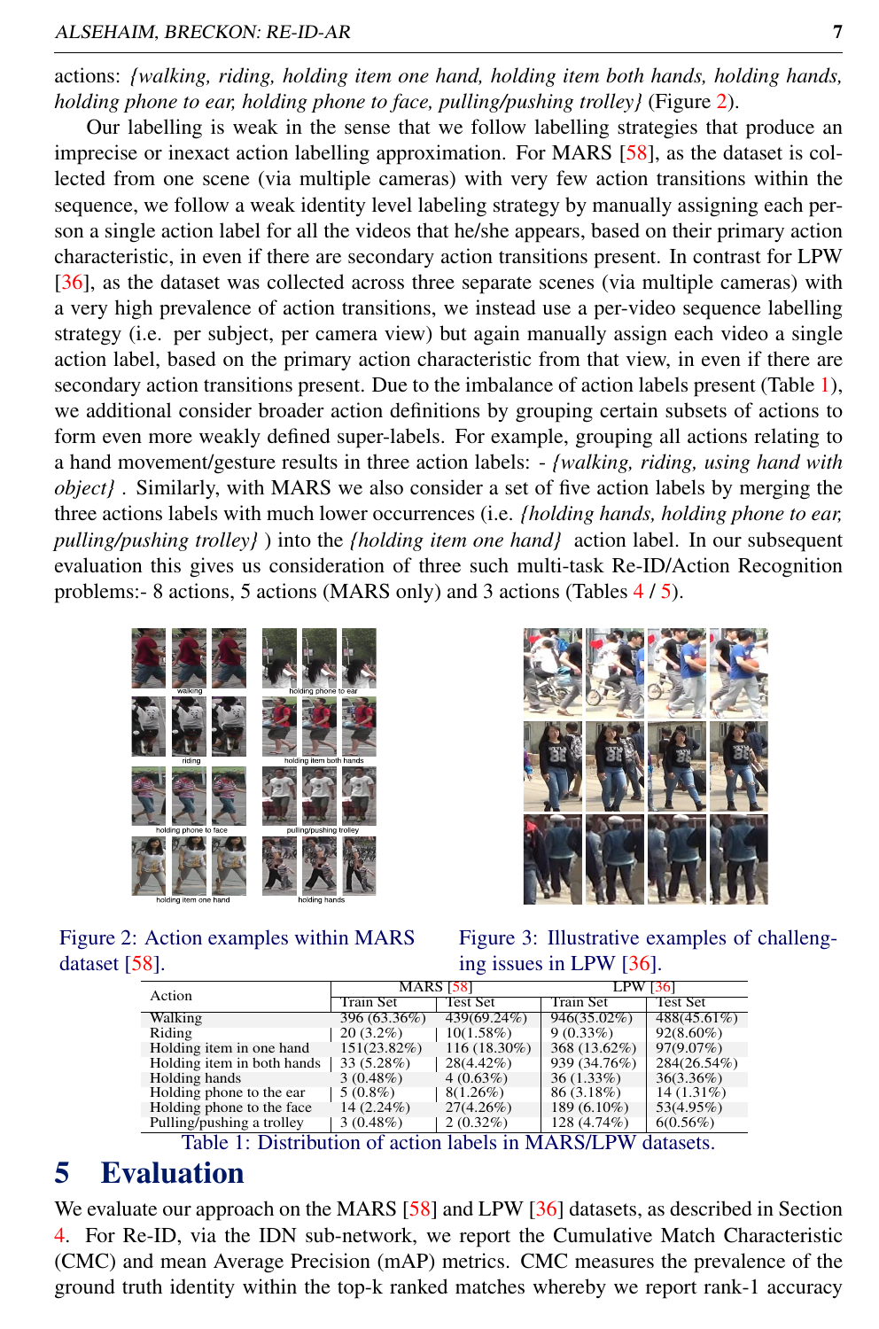actions: *{walking, riding, holding item one hand, holding item both hands, holding hands, holding phone to ear, holding phone to face, pulling/pushing trolley}* (Figure 2).

Our labelling is weak in the sense that we follow labelling strategies that produce an imprecise or inexact action labelling approximation. For MARS [58], as the dataset is collected from one scene (via multiple cameras) with very few action transitions within the sequence, we follow a weak identity level labeling strategy by manually assigning each person a single action label for all the videos that he/she appears, based on their primary action characteristic, in even if there are secondary action transitions present. In contrast for LPW [36], as the dataset was collected across three separate scenes (via multiple cameras) with a very high prevalence of action transitions, we instead use a per-video sequence labelling strategy (i.e. per subject, per camera view) but again manually assign each video a single action label, based on the primary action characteristic from that view, in even if there are secondary action transitions present. Due to the imbalance of action labels present (Table 1), we additional consider broader action definitions by grouping certain subsets of actions to form even more weakly defined super-labels. For example, grouping all actions relating to a hand movement/gesture results in three action labels: - *{walking, riding, using hand with object}* . Similarly, with MARS we also consider a set of five action labels by merging the three actions labels with much lower occurrences (i.e. *{holding hands, holding phone to ear, pulling/pushing trolley}* ) into the *{holding item one hand}* action label. In our subsequent evaluation this gives us consideration of three such multi-task Re-ID/Action Recognition problems:- 8 actions, 5 actions (MARS only) and 3 actions (Tables 4 / 5).

Figure 2: Action examples within MARS dataset [58].

Figure 3: Illustrative examples of challenging issues in LPW [36].

| Action | MARS [58] | | LPW [36] | |
|---|---|---|---|---|
| | Train Set | Test Set | Train Set | Test Set |
| Walking | 396 (63.36%) | 439(69.24%) | 946(35.02%) | 488(45.61%) |
| Riding | 20 (3.2%) | 10(1.58%) | 9 (0.33%) | 92(8.60%) |
| Holding item in one hand | 151(23.82%) | 116 (18.30%) | 368 (13.62%) | 97(9.07%) |
| Holding item in both hands | 33 (5.28%) | 28(4.42%) | 939 (34.76%) | 284(26.54%) |
| Holding hands | 3 (0.48%) | 4 (0.63%) | 36 (1.33%) | 36(3.36%) |
| Holding phone to the ear | 5 (0.8%) | 8(1.26%) | 86 (3.18%) | 14 (1.31%) |
| Holding phone to the face | 14 (2.24%) | 27(4.26%) | 189 (6.10%) | 53(4.95%) |
| Pulling/pushing a trolley | 3 (0.48%) | 2 (0.32%) | 128 (4.74%) | 6(0.56%) |

Table 1: Distribution of action labels in MARS/LPW datasets.

# 5 Evaluation

We evaluate our approach on the MARS [58] and LPW [36] datasets, as described in Section 4. For Re-ID, via the IDN sub-network, we report the Cumulative Match Characteristic (CMC) and mean Average Precision (mAP) metrics. CMC measures the prevalence of the ground truth identity within the top-k ranked matches whereby we report rank-1 accuracy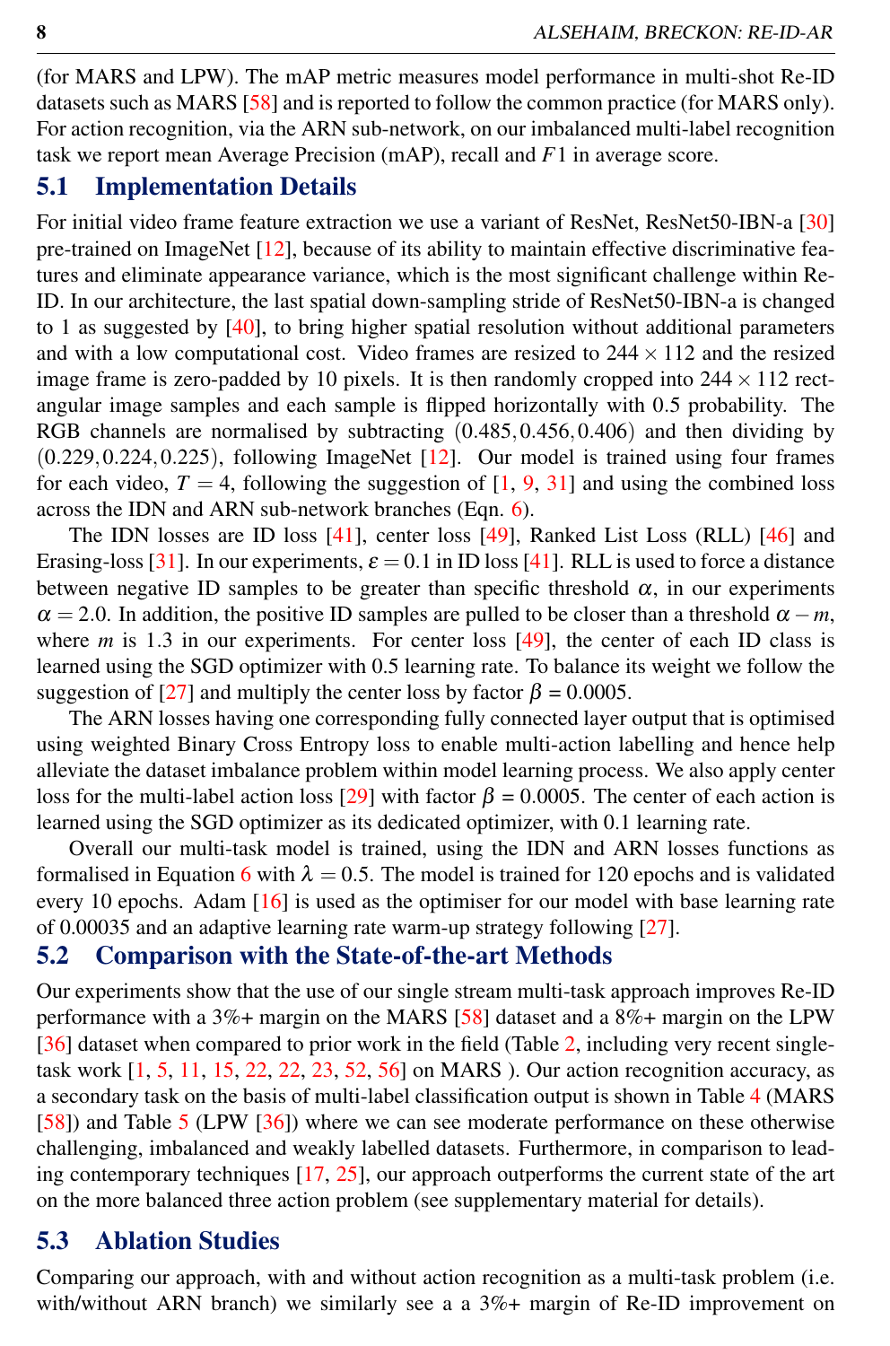(for MARS and LPW). The mAP metric measures model performance in multi-shot Re-ID datasets such as MARS [58] and is reported to follow the common practice (for MARS only). For action recognition, via the ARN sub-network, on our imbalanced multi-label recognition task we report mean Average Precision (mAP), recall and $F1$ in average score.

## 5.1 Implementation Details

For initial video frame feature extraction we use a variant of ResNet, ResNet50-IBN-a [30] pre-trained on ImageNet [12], because of its ability to maintain effective discriminative features and eliminate appearance variance, which is the most significant challenge within Re-ID. In our architecture, the last spatial down-sampling stride of ResNet50-IBN-a is changed to 1 as suggested by [40], to bring higher spatial resolution without additional parameters and with a low computational cost. Video frames are resized to $244 \times 112$ and the resized image frame is zero-padded by 10 pixels. It is then randomly cropped into $244 \times 112$ rectangular image samples and each sample is flipped horizontally with 0.5 probability. The RGB channels are normalised by subtracting $(0.485, 0.456, 0.406)$ and then dividing by $(0.229, 0.224, 0.225)$, following ImageNet [12]. Our model is trained using four frames for each video, $T = 4$, following the suggestion of [1, 9, 31] and using the combined loss across the IDN and ARN sub-network branches (Eqn. 6).

The IDN losses are ID loss [41], center loss [49], Ranked List Loss (RLL) [46] and Erasing-loss [31]. In our experiments, $\varepsilon = 0.1$ in ID loss [41]. RLL is used to force a distance between negative ID samples to be greater than specific threshold $\alpha$, in our experiments $\alpha = 2.0$. In addition, the positive ID samples are pulled to be closer than a threshold $\alpha - m$, where $m$ is 1.3 in our experiments. For center loss [49], the center of each ID class is learned using the SGD optimizer with 0.5 learning rate. To balance its weight we follow the suggestion of [27] and multiply the center loss by factor $\beta = 0.0005$.

The ARN losses having one corresponding fully connected layer output that is optimised using weighted Binary Cross Entropy loss to enable multi-action labelling and hence help alleviate the dataset imbalance problem within model learning process. We also apply center loss for the multi-label action loss [29] with factor $\beta = 0.0005$. The center of each action is learned using the SGD optimizer as its dedicated optimizer, with 0.1 learning rate.

Overall our multi-task model is trained, using the IDN and ARN losses functions as formalised in Equation 6 with $\lambda = 0.5$. The model is trained for 120 epochs and is validated every 10 epochs. Adam [16] is used as the optimiser for our model with base learning rate of 0.00035 and an adaptive learning rate warm-up strategy following [27].

## 5.2 Comparison with the State-of-the-art Methods

Our experiments show that the use of our single stream multi-task approach improves Re-ID performance with a 3%+ margin on the MARS [58] dataset and a 8%+ margin on the LPW [36] dataset when compared to prior work in the field (Table 2, including very recent single-task work [1, 5, 11, 15, 22, 22, 23, 52, 56] on MARS ). Our action recognition accuracy, as a secondary task on the basis of multi-label classification output is shown in Table 4 (MARS [58]) and Table 5 (LPW [36]) where we can see moderate performance on these otherwise challenging, imbalanced and weakly labelled datasets. Furthermore, in comparison to leading contemporary techniques [17, 25], our approach outperforms the current state of the art on the more balanced three action problem (see supplementary material for details).

## 5.3 Ablation Studies

Comparing our approach, with and without action recognition as a multi-task problem (i.e. with/without ARN branch) we similarly see a a 3%+ margin of Re-ID improvement on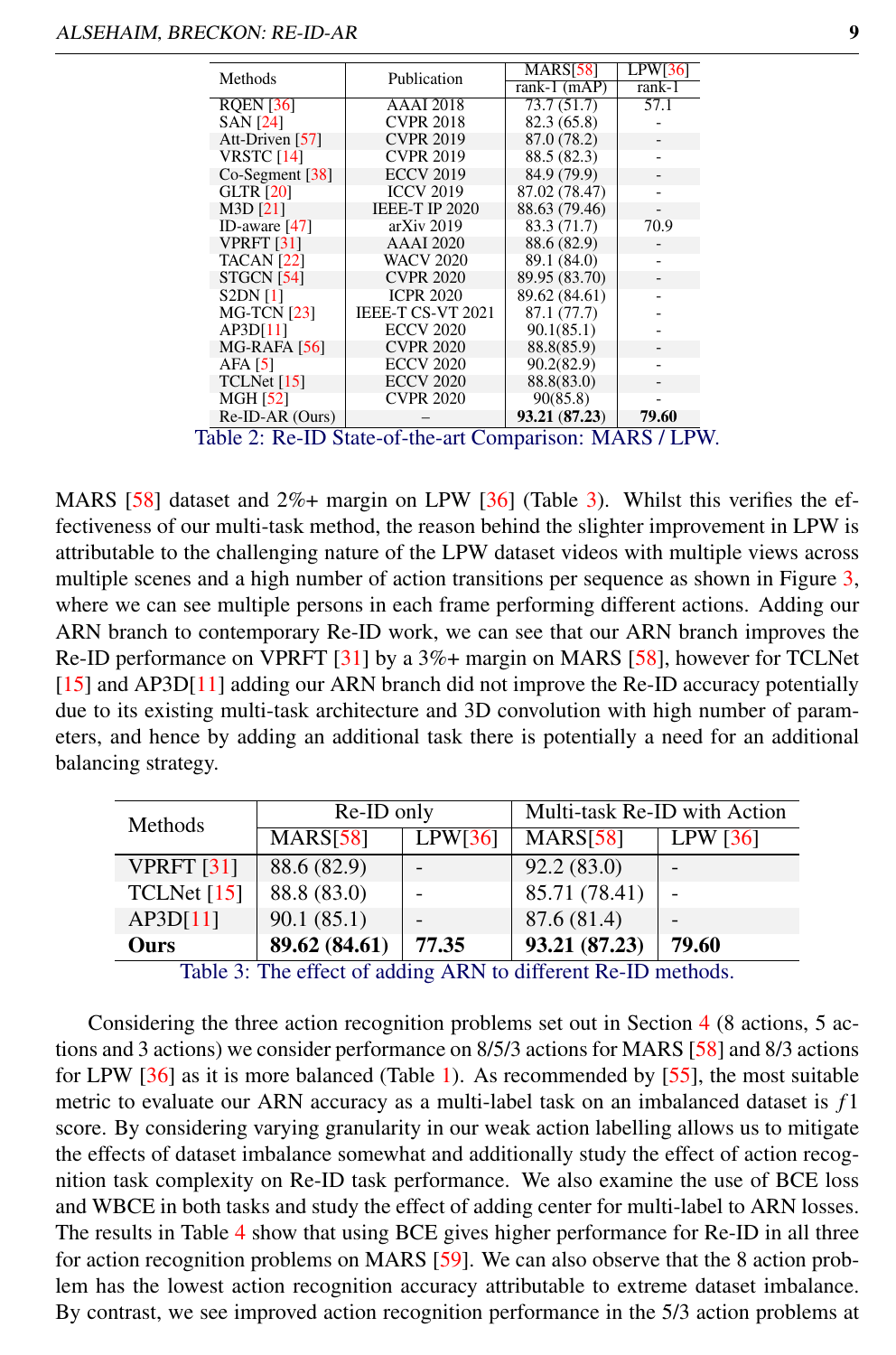| Methods | Publication | MARS[58] | LPW[36] |
|---|---|---|---|
| | | rank-1 (mAP) | rank-1 |
| RQEN [36] | AAAI 2018 | 73.7 (51.7) | 57.1 |
| SAN [24] | CVPR 2018 | 82.3 (65.8) | - |
| Att-Driven [57] | CVPR 2019 | 87.0 (78.2) | - |
| VRSTC [14] | CVPR 2019 | 88.5 (82.3) | - |
| Co-Segment [38] | ECCV 2019 | 84.9 (79.9) | - |
| GLTR [20] | ICCV 2019 | 87.02 (78.47) | - |
| M3D [21] | IEEE-T IP 2020 | 88.63 (79.46) | - |
| ID-aware [47] | arXiv 2019 | 83.3 (71.7) | 70.9 |
| VPRFT [31] | AAAI 2020 | 88.6 (82.9) | - |
| TACAN [22] | WACV 2020 | 89.1 (84.0) | - |
| STGCN [54] | CVPR 2020 | 89.95 (83.70) | - |
| S2DN [1] | ICPR 2020 | 89.62 (84.61) | - |
| MG-TCN [23] | IEEE-T CS-VT 2021 | 87.1 (77.7) | - |
| AP3D[11] | ECCV 2020 | 90.1(85.1) | - |
| MG-RAFA [56] | CVPR 2020 | 88.8(85.9) | - |
| AFA [5] | ECCV 2020 | 90.2(82.9) | - |
| TCLNet [15] | ECCV 2020 | 88.8(83.0) | - |
| MGH [52] | CVPR 2020 | 90(85.8) | - |
| Re-ID-AR (Ours) | – | **93.21 (87.23)** | **79.60** |

Table 2: Re-ID State-of-the-art Comparison: MARS / LPW.

MARS [58] dataset and 2%+ margin on LPW [36] (Table 3). Whilst this verifies the effectiveness of our multi-task method, the reason behind the slighter improvement in LPW is attributable to the challenging nature of the LPW dataset videos with multiple views across multiple scenes and a high number of action transitions per sequence as shown in Figure 3, where we can see multiple persons in each frame performing different actions. Adding our ARN branch to contemporary Re-ID work, we can see that our ARN branch improves the Re-ID performance on VPRFT [31] by a 3%+ margin on MARS [58], however for TCLNet [15] and AP3D[11] adding our ARN branch did not improve the Re-ID accuracy potentially due to its existing multi-task architecture and 3D convolution with high number of parameters, and hence by adding an additional task there is potentially a need for an additional balancing strategy.

| Methods | Re-ID only | | Multi-task Re-ID with Action | |
|---|---|---|---|---|
| | MARS[58] | LPW[36] | MARS[58] | LPW [36] |
| VPRFT [31] | 88.6 (82.9) | - | 92.2 (83.0) | - |
| TCLNet [15] | 88.8 (83.0) | - | 85.71 (78.41) | - |
| AP3D[11] | 90.1 (85.1) | - | 87.6 (81.4) | - |
| **Ours** | **89.62 (84.61)** | **77.35** | **93.21 (87.23)** | **79.60** |

Table 3: The effect of adding ARN to different Re-ID methods.

Considering the three action recognition problems set out in Section 4 (8 actions, 5 actions and 3 actions) we consider performance on 8/5/3 actions for MARS [58] and 8/3 actions for LPW [36] as it is more balanced (Table 1). As recommended by [55], the most suitable metric to evaluate our ARN accuracy as a multi-label task on an imbalanced dataset is $f1$ score. By considering varying granularity in our weak action labelling allows us to mitigate the effects of dataset imbalance somewhat and additionally study the effect of action recognition task complexity on Re-ID task performance. We also examine the use of BCE loss and WBCE in both tasks and study the effect of adding center for multi-label to ARN losses. The results in Table 4 show that using BCE gives higher performance for Re-ID in all three for action recognition problems on MARS [59]. We can also observe that the 8 action problem has the lowest action recognition accuracy attributable to extreme dataset imbalance. By contrast, we see improved action recognition performance in the 5/3 action problems at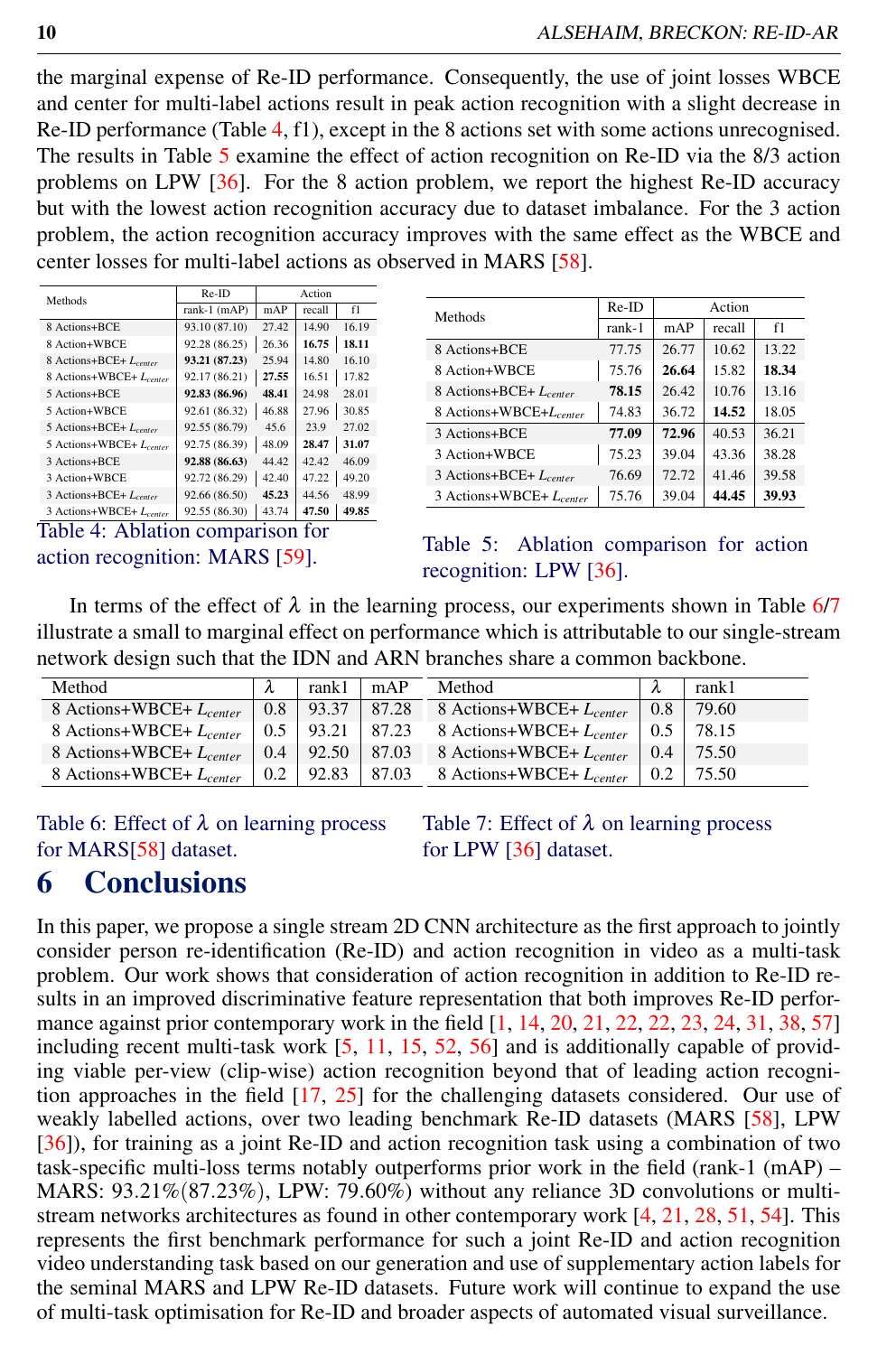the marginal expense of Re-ID performance. Consequently, the use of joint losses WBCE and center for multi-label actions result in peak action recognition with a slight decrease in Re-ID performance (Table 4, f1), except in the 8 actions set with some actions unrecognised. The results in Table 5 examine the effect of action recognition on Re-ID via the 8/3 action problems on LPW [36]. For the 8 action problem, we report the highest Re-ID accuracy but with the lowest action recognition accuracy due to dataset imbalance. For the 3 action problem, the action recognition accuracy improves with the same effect as the WBCE and center losses for multi-label actions as observed in MARS [58].

| Methods | Re-ID | Action | | |
|---|---|---|---|---|
| | rank-1 (mAP) | mAP | recall | f1 |
| 8 Actions+BCE | 93.10 (87.10) | 27.42 | 14.90 | 16.19 |
| 8 Action+WBCE | 92.28 (86.25) | 26.36 | **16.75** | **18.11** |
| 8 Actions+BCE+ $L_{center}$ | **93.21 (87.23)** | 25.94 | 14.80 | 16.10 |
| 8 Actions+WBCE+ $L_{center}$ | 92.17 (86.21) | **27.55** | 16.51 | 17.82 |
| 5 Actions+BCE | **92.83 (86.96)** | **48.41** | 24.98 | 28.01 |
| 5 Action+WBCE | 92.61 (86.32) | 46.88 | 27.96 | 30.85 |
| 5 Actions+BCE+ $L_{center}$ | 92.55 (86.79) | 45.6 | 23.9 | 27.02 |
| 5 Actions+WBCE+ $L_{center}$ | 92.75 (86.39) | 48.09 | **28.47** | **31.07** |
| 3 Actions+BCE | **92.88 (86.63)** | 44.42 | 42.42 | 46.09 |
| 3 Action+WBCE | 92.72 (86.29) | 42.40 | 47.22 | 49.20 |
| 3 Actions+BCE+ $L_{center}$ | 92.66 (86.50) | **45.23** | 44.56 | 48.99 |
| 3 Actions+WBCE+ $L_{center}$ | 92.55 (86.30) | 43.74 | **47.50** | **49.85** |

Table 4: Ablation comparison for action recognition: MARS [59].

| Methods | Re-ID | Action | | |
|---|---|---|---|---|
| | rank-1 | mAP | recall | f1 |
| 8 Actions+BCE | 77.75 | 26.77 | 10.62 | 13.22 |
| 8 Action+WBCE | 75.76 | **26.64** | 15.82 | **18.34** |
| 8 Actions+BCE+ $L_{center}$ | **78.15** | 26.42 | 10.76 | 13.16 |
| 8 Actions+WBCE+$L_{center}$ | 74.83 | 36.72 | **14.52** | 18.05 |
| 3 Actions+BCE | **77.09** | **72.96** | 40.53 | 36.21 |
| 3 Action+WBCE | 75.23 | 39.04 | 43.36 | 38.28 |
| 3 Actions+BCE+ $L_{center}$ | 76.69 | 72.72 | 41.46 | 39.58 |
| 3 Actions+WBCE+ $L_{center}$ | 75.76 | 39.04 | **44.45** | **39.93** |

Table 5: Ablation comparison for action recognition: LPW [36].

In terms of the effect of $\lambda$ in the learning process, our experiments shown in Table 6/7 illustrate a small to marginal effect on performance which is attributable to our single-stream network design such that the IDN and ARN branches share a common backbone.

| Method | $\lambda$ | rank1 | mAP |
|---|---|---|---|
| 8 Actions+WBCE+ $L_{center}$ | 0.8 | 93.37 | 87.28 |
| 8 Actions+WBCE+ $L_{center}$ | 0.5 | 93.21 | 87.23 |
| 8 Actions+WBCE+ $L_{center}$ | 0.4 | 92.50 | 87.03 |
| 8 Actions+WBCE+ $L_{center}$ | 0.2 | 92.83 | 87.03 |

Table 6: Effect of $\lambda$ on learning process for MARS[58] dataset.

| Method | $\lambda$ | rank1 |
|---|---|---|
| 8 Actions+WBCE+ $L_{center}$ | 0.8 | 79.60 |
| 8 Actions+WBCE+ $L_{center}$ | 0.5 | 78.15 |
| 8 Actions+WBCE+ $L_{center}$ | 0.4 | 75.50 |
| 8 Actions+WBCE+ $L_{center}$ | 0.2 | 75.50 |

Table 7: Effect of $\lambda$ on learning process for LPW [36] dataset.

# 6 Conclusions

In this paper, we propose a single stream 2D CNN architecture as the first approach to jointly consider person re-identification (Re-ID) and action recognition in video as a multi-task problem. Our work shows that consideration of action recognition in addition to Re-ID results in an improved discriminative feature representation that both improves Re-ID performance against prior contemporary work in the field [1, 14, 20, 21, 22, 22, 23, 24, 31, 38, 57] including recent multi-task work [5, 11, 15, 52, 56] and is additionally capable of providing viable per-view (clip-wise) action recognition beyond that of leading action recognition approaches in the field [17, 25] for the challenging datasets considered. Our use of weakly labelled actions, over two leading benchmark Re-ID datasets (MARS [58], LPW [36]), for training as a joint Re-ID and action recognition task using a combination of two task-specific multi-loss terms notably outperforms prior work in the field (rank-1 (mAP) – MARS: 93.21%(87.23%), LPW: 79.60%) without any reliance 3D convolutions or multi-stream networks architectures as found in other contemporary work [4, 21, 28, 51, 54]. This represents the first benchmark performance for such a joint Re-ID and action recognition video understanding task based on our generation and use of supplementary action labels for the seminal MARS and LPW Re-ID datasets. Future work will continue to expand the use of multi-task optimisation for Re-ID and broader aspects of automated visual surveillance.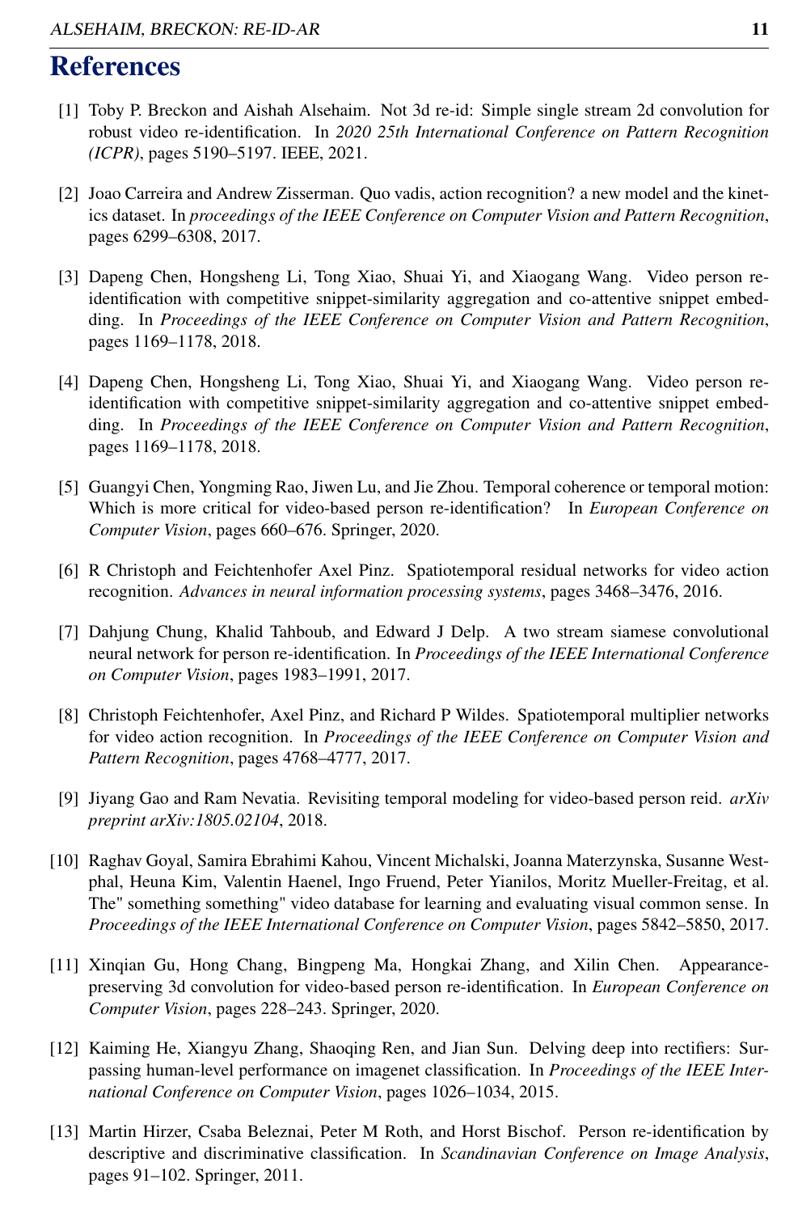# References

[1] Toby P. Breckon and Aishah Alsehaim. Not 3d re-id: Simple single stream 2d convolution for robust video re-identification. In *2020 25th International Conference on Pattern Recognition (ICPR)*, pages 5190–5197. IEEE, 2021.

[2] Joao Carreira and Andrew Zisserman. Quo vadis, action recognition? a new model and the kinetics dataset. In *proceedings of the IEEE Conference on Computer Vision and Pattern Recognition*, pages 6299–6308, 2017.

[3] Dapeng Chen, Hongsheng Li, Tong Xiao, Shuai Yi, and Xiaogang Wang. Video person re-identification with competitive snippet-similarity aggregation and co-attentive snippet embedding. In *Proceedings of the IEEE Conference on Computer Vision and Pattern Recognition*, pages 1169–1178, 2018.

[4] Dapeng Chen, Hongsheng Li, Tong Xiao, Shuai Yi, and Xiaogang Wang. Video person re-identification with competitive snippet-similarity aggregation and co-attentive snippet embedding. In *Proceedings of the IEEE Conference on Computer Vision and Pattern Recognition*, pages 1169–1178, 2018.

[5] Guangyi Chen, Yongming Rao, Jiwen Lu, and Jie Zhou. Temporal coherence or temporal motion: Which is more critical for video-based person re-identification? In *European Conference on Computer Vision*, pages 660–676. Springer, 2020.

[6] R Christoph and Feichtenhofer Axel Pinz. Spatiotemporal residual networks for video action recognition. *Advances in neural information processing systems*, pages 3468–3476, 2016.

[7] Dahjung Chung, Khalid Tahboub, and Edward J Delp. A two stream siamese convolutional neural network for person re-identification. In *Proceedings of the IEEE International Conference on Computer Vision*, pages 1983–1991, 2017.

[8] Christoph Feichtenhofer, Axel Pinz, and Richard P Wildes. Spatiotemporal multiplier networks for video action recognition. In *Proceedings of the IEEE Conference on Computer Vision and Pattern Recognition*, pages 4768–4777, 2017.

[9] Jiyang Gao and Ram Nevatia. Revisiting temporal modeling for video-based person reid. *arXiv preprint arXiv:1805.02104*, 2018.

[10] Raghav Goyal, Samira Ebrahimi Kahou, Vincent Michalski, Joanna Materzynska, Susanne Westphal, Heuna Kim, Valentin Haenel, Ingo Fruend, Peter Yianilos, Moritz Mueller-Freitag, et al. The" something something" video database for learning and evaluating visual common sense. In *Proceedings of the IEEE International Conference on Computer Vision*, pages 5842–5850, 2017.

[11] Xinqian Gu, Hong Chang, Bingpeng Ma, Hongkai Zhang, and Xilin Chen. Appearance-preserving 3d convolution for video-based person re-identification. In *European Conference on Computer Vision*, pages 228–243. Springer, 2020.

[12] Kaiming He, Xiangyu Zhang, Shaoqing Ren, and Jian Sun. Delving deep into rectifiers: Surpassing human-level performance on imagenet classification. In *Proceedings of the IEEE International Conference on Computer Vision*, pages 1026–1034, 2015.

[13] Martin Hirzer, Csaba Beleznai, Peter M Roth, and Horst Bischof. Person re-identification by descriptive and discriminative classification. In *Scandinavian Conference on Image Analysis*, pages 91–102. Springer, 2011.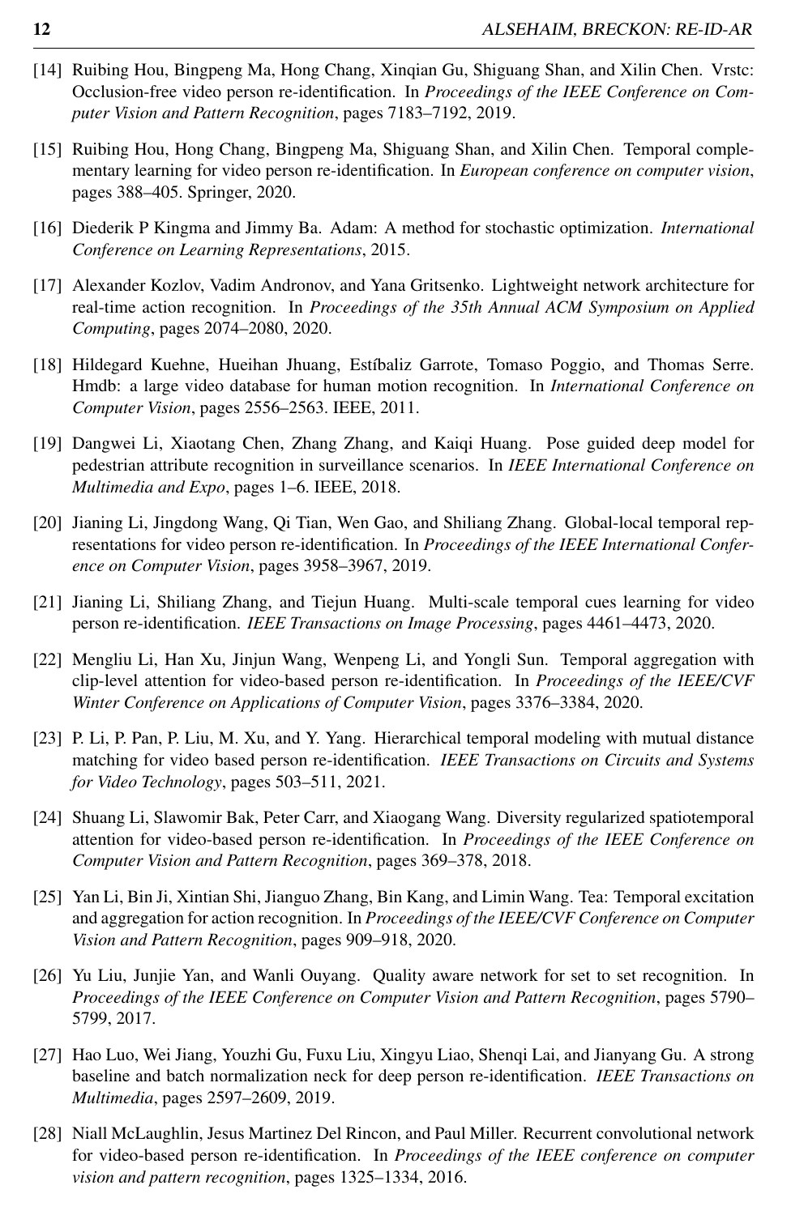[14] Ruibing Hou, Bingpeng Ma, Hong Chang, Xinqian Gu, Shiguang Shan, and Xilin Chen. Vrstc: Occlusion-free video person re-identification. In *Proceedings of the IEEE Conference on Computer Vision and Pattern Recognition*, pages 7183–7192, 2019.

[15] Ruibing Hou, Hong Chang, Bingpeng Ma, Shiguang Shan, and Xilin Chen. Temporal complementary learning for video person re-identification. In *European conference on computer vision*, pages 388–405. Springer, 2020.

[16] Diederik P Kingma and Jimmy Ba. Adam: A method for stochastic optimization. *International Conference on Learning Representations*, 2015.

[17] Alexander Kozlov, Vadim Andronov, and Yana Gritsenko. Lightweight network architecture for real-time action recognition. In *Proceedings of the 35th Annual ACM Symposium on Applied Computing*, pages 2074–2080, 2020.

[18] Hildegard Kuehne, Hueihan Jhuang, Estíbaliz Garrote, Tomaso Poggio, and Thomas Serre. Hmdb: a large video database for human motion recognition. In *International Conference on Computer Vision*, pages 2556–2563. IEEE, 2011.

[19] Dangwei Li, Xiaotang Chen, Zhang Zhang, and Kaiqi Huang. Pose guided deep model for pedestrian attribute recognition in surveillance scenarios. In *IEEE International Conference on Multimedia and Expo*, pages 1–6. IEEE, 2018.

[20] Jianing Li, Jingdong Wang, Qi Tian, Wen Gao, and Shiliang Zhang. Global-local temporal representations for video person re-identification. In *Proceedings of the IEEE International Conference on Computer Vision*, pages 3958–3967, 2019.

[21] Jianing Li, Shiliang Zhang, and Tiejun Huang. Multi-scale temporal cues learning for video person re-identification. *IEEE Transactions on Image Processing*, pages 4461–4473, 2020.

[22] Mengliu Li, Han Xu, Jinjun Wang, Wenpeng Li, and Yongli Sun. Temporal aggregation with clip-level attention for video-based person re-identification. In *Proceedings of the IEEE/CVF Winter Conference on Applications of Computer Vision*, pages 3376–3384, 2020.

[23] P. Li, P. Pan, P. Liu, M. Xu, and Y. Yang. Hierarchical temporal modeling with mutual distance matching for video based person re-identification. *IEEE Transactions on Circuits and Systems for Video Technology*, pages 503–511, 2021.

[24] Shuang Li, Slawomir Bak, Peter Carr, and Xiaogang Wang. Diversity regularized spatiotemporal attention for video-based person re-identification. In *Proceedings of the IEEE Conference on Computer Vision and Pattern Recognition*, pages 369–378, 2018.

[25] Yan Li, Bin Ji, Xintian Shi, Jianguo Zhang, Bin Kang, and Limin Wang. Tea: Temporal excitation and aggregation for action recognition. In *Proceedings of the IEEE/CVF Conference on Computer Vision and Pattern Recognition*, pages 909–918, 2020.

[26] Yu Liu, Junjie Yan, and Wanli Ouyang. Quality aware network for set to set recognition. In *Proceedings of the IEEE Conference on Computer Vision and Pattern Recognition*, pages 5790–5799, 2017.

[27] Hao Luo, Wei Jiang, Youzhi Gu, Fuxu Liu, Xingyu Liao, Shenqi Lai, and Jianyang Gu. A strong baseline and batch normalization neck for deep person re-identification. *IEEE Transactions on Multimedia*, pages 2597–2609, 2019.

[28] Niall McLaughlin, Jesus Martinez Del Rincon, and Paul Miller. Recurrent convolutional network for video-based person re-identification. In *Proceedings of the IEEE conference on computer vision and pattern recognition*, pages 1325–1334, 2016.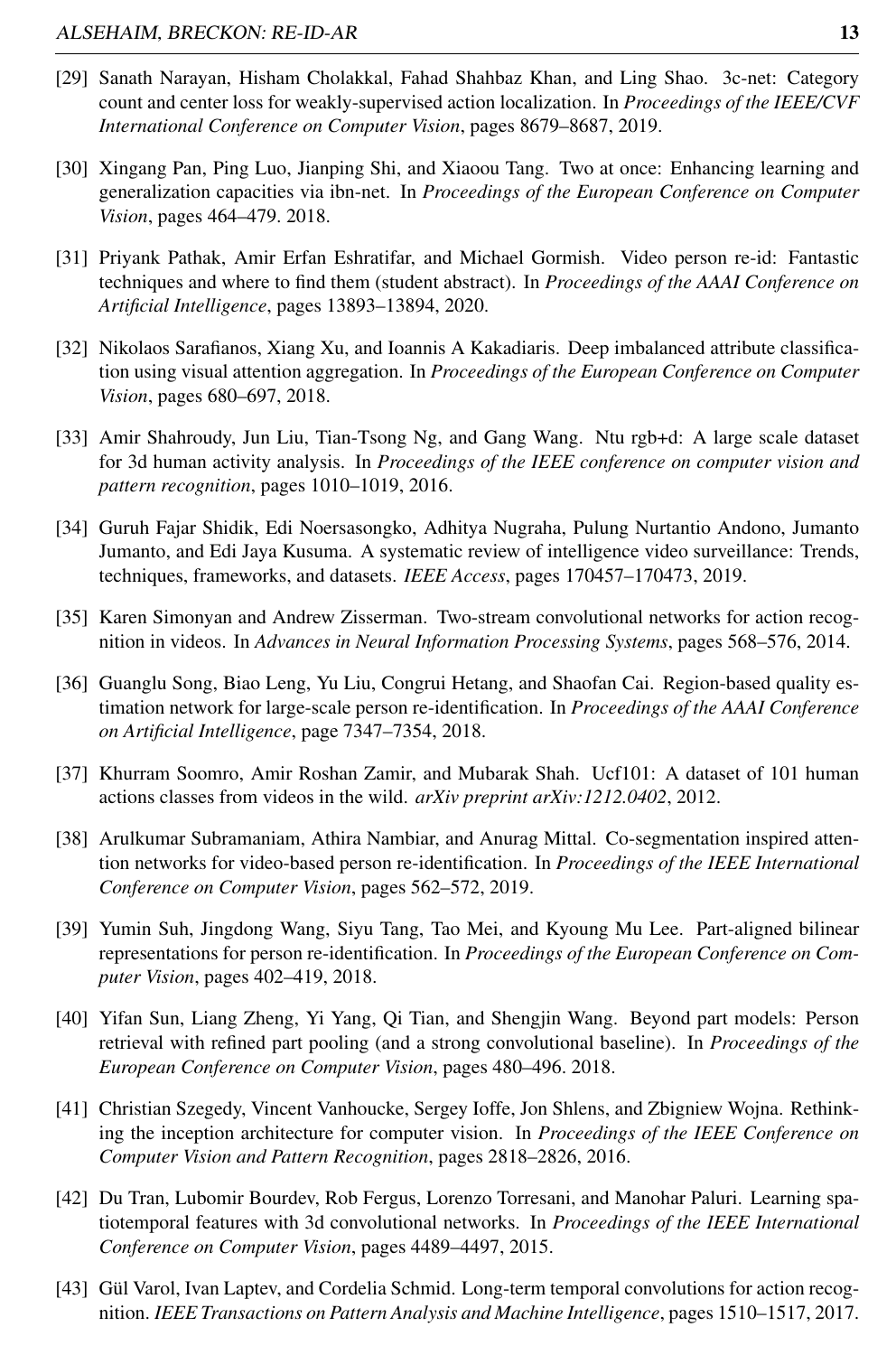[29] Sanath Narayan, Hisham Cholakkal, Fahad Shahbaz Khan, and Ling Shao. 3c-net: Category count and center loss for weakly-supervised action localization. In *Proceedings of the IEEE/CVF International Conference on Computer Vision*, pages 8679–8687, 2019.

[30] Xingang Pan, Ping Luo, Jianping Shi, and Xiaoou Tang. Two at once: Enhancing learning and generalization capacities via ibn-net. In *Proceedings of the European Conference on Computer Vision*, pages 464–479. 2018.

[31] Priyank Pathak, Amir Erfan Eshratifar, and Michael Gormish. Video person re-id: Fantastic techniques and where to find them (student abstract). In *Proceedings of the AAAI Conference on Artificial Intelligence*, pages 13893–13894, 2020.

[32] Nikolaos Sarafianos, Xiang Xu, and Ioannis A Kakadiaris. Deep imbalanced attribute classification using visual attention aggregation. In *Proceedings of the European Conference on Computer Vision*, pages 680–697, 2018.

[33] Amir Shahroudy, Jun Liu, Tian-Tsong Ng, and Gang Wang. Ntu rgb+d: A large scale dataset for 3d human activity analysis. In *Proceedings of the IEEE conference on computer vision and pattern recognition*, pages 1010–1019, 2016.

[34] Guruh Fajar Shidik, Edi Noersasongko, Adhitya Nugraha, Pulung Nurtantio Andono, Jumanto Jumanto, and Edi Jaya Kusuma. A systematic review of intelligence video surveillance: Trends, techniques, frameworks, and datasets. *IEEE Access*, pages 170457–170473, 2019.

[35] Karen Simonyan and Andrew Zisserman. Two-stream convolutional networks for action recognition in videos. In *Advances in Neural Information Processing Systems*, pages 568–576, 2014.

[36] Guanglu Song, Biao Leng, Yu Liu, Congrui Hetang, and Shaofan Cai. Region-based quality estimation network for large-scale person re-identification. In *Proceedings of the AAAI Conference on Artificial Intelligence*, page 7347–7354, 2018.

[37] Khurram Soomro, Amir Roshan Zamir, and Mubarak Shah. Ucf101: A dataset of 101 human actions classes from videos in the wild. *arXiv preprint arXiv:1212.0402*, 2012.

[38] Arulkumar Subramaniam, Athira Nambiar, and Anurag Mittal. Co-segmentation inspired attention networks for video-based person re-identification. In *Proceedings of the IEEE International Conference on Computer Vision*, pages 562–572, 2019.

[39] Yumin Suh, Jingdong Wang, Siyu Tang, Tao Mei, and Kyoung Mu Lee. Part-aligned bilinear representations for person re-identification. In *Proceedings of the European Conference on Computer Vision*, pages 402–419, 2018.

[40] Yifan Sun, Liang Zheng, Yi Yang, Qi Tian, and Shengjin Wang. Beyond part models: Person retrieval with refined part pooling (and a strong convolutional baseline). In *Proceedings of the European Conference on Computer Vision*, pages 480–496. 2018.

[41] Christian Szegedy, Vincent Vanhoucke, Sergey Ioffe, Jon Shlens, and Zbigniew Wojna. Rethinking the inception architecture for computer vision. In *Proceedings of the IEEE Conference on Computer Vision and Pattern Recognition*, pages 2818–2826, 2016.

[42] Du Tran, Lubomir Bourdev, Rob Fergus, Lorenzo Torresani, and Manohar Paluri. Learning spatiotemporal features with 3d convolutional networks. In *Proceedings of the IEEE International Conference on Computer Vision*, pages 4489–4497, 2015.

[43] Gül Varol, Ivan Laptev, and Cordelia Schmid. Long-term temporal convolutions for action recognition. *IEEE Transactions on Pattern Analysis and Machine Intelligence*, pages 1510–1517, 2017.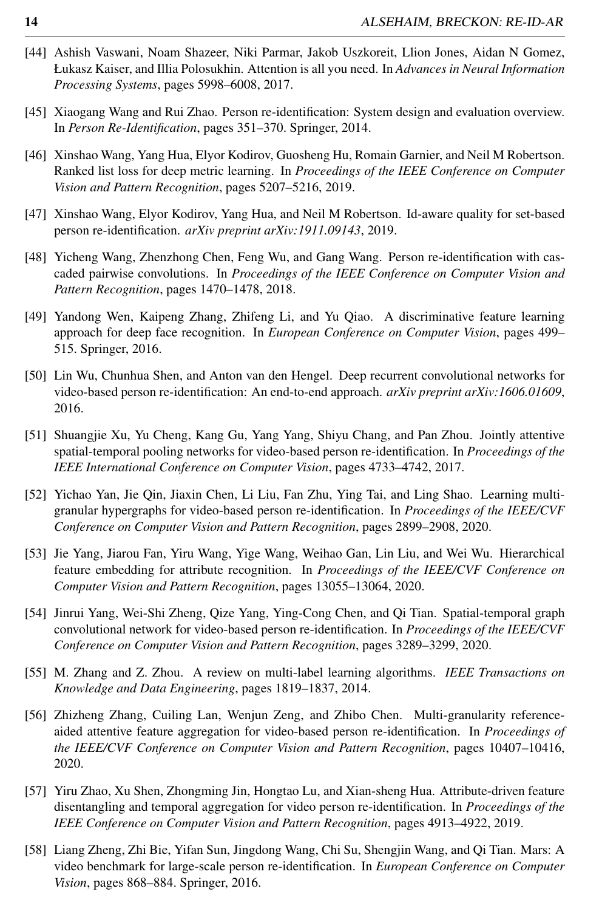[44] Ashish Vaswani, Noam Shazeer, Niki Parmar, Jakob Uszkoreit, Llion Jones, Aidan N Gomez, Łukasz Kaiser, and Illia Polosukhin. Attention is all you need. In *Advances in Neural Information Processing Systems*, pages 5998–6008, 2017.

[45] Xiaogang Wang and Rui Zhao. Person re-identification: System design and evaluation overview. In *Person Re-Identification*, pages 351–370. Springer, 2014.

[46] Xinshao Wang, Yang Hua, Elyor Kodirov, Guosheng Hu, Romain Garnier, and Neil M Robertson. Ranked list loss for deep metric learning. In *Proceedings of the IEEE Conference on Computer Vision and Pattern Recognition*, pages 5207–5216, 2019.

[47] Xinshao Wang, Elyor Kodirov, Yang Hua, and Neil M Robertson. Id-aware quality for set-based person re-identification. *arXiv preprint arXiv:1911.09143*, 2019.

[48] Yicheng Wang, Zhenzhong Chen, Feng Wu, and Gang Wang. Person re-identification with cascaded pairwise convolutions. In *Proceedings of the IEEE Conference on Computer Vision and Pattern Recognition*, pages 1470–1478, 2018.

[49] Yandong Wen, Kaipeng Zhang, Zhifeng Li, and Yu Qiao. A discriminative feature learning approach for deep face recognition. In *European Conference on Computer Vision*, pages 499–515. Springer, 2016.

[50] Lin Wu, Chunhua Shen, and Anton van den Hengel. Deep recurrent convolutional networks for video-based person re-identification: An end-to-end approach. *arXiv preprint arXiv:1606.01609*, 2016.

[51] Shuangjie Xu, Yu Cheng, Kang Gu, Yang Yang, Shiyu Chang, and Pan Zhou. Jointly attentive spatial-temporal pooling networks for video-based person re-identification. In *Proceedings of the IEEE International Conference on Computer Vision*, pages 4733–4742, 2017.

[52] Yichao Yan, Jie Qin, Jiaxin Chen, Li Liu, Fan Zhu, Ying Tai, and Ling Shao. Learning multi-granular hypergraphs for video-based person re-identification. In *Proceedings of the IEEE/CVF Conference on Computer Vision and Pattern Recognition*, pages 2899–2908, 2020.

[53] Jie Yang, Jiarou Fan, Yiru Wang, Yige Wang, Weihao Gan, Lin Liu, and Wei Wu. Hierarchical feature embedding for attribute recognition. In *Proceedings of the IEEE/CVF Conference on Computer Vision and Pattern Recognition*, pages 13055–13064, 2020.

[54] Jinrui Yang, Wei-Shi Zheng, Qize Yang, Ying-Cong Chen, and Qi Tian. Spatial-temporal graph convolutional network for video-based person re-identification. In *Proceedings of the IEEE/CVF Conference on Computer Vision and Pattern Recognition*, pages 3289–3299, 2020.

[55] M. Zhang and Z. Zhou. A review on multi-label learning algorithms. *IEEE Transactions on Knowledge and Data Engineering*, pages 1819–1837, 2014.

[56] Zhizheng Zhang, Cuiling Lan, Wenjun Zeng, and Zhibo Chen. Multi-granularity reference-aided attentive feature aggregation for video-based person re-identification. In *Proceedings of the IEEE/CVF Conference on Computer Vision and Pattern Recognition*, pages 10407–10416, 2020.

[57] Yiru Zhao, Xu Shen, Zhongming Jin, Hongtao Lu, and Xian-sheng Hua. Attribute-driven feature disentangling and temporal aggregation for video person re-identification. In *Proceedings of the IEEE Conference on Computer Vision and Pattern Recognition*, pages 4913–4922, 2019.

[58] Liang Zheng, Zhi Bie, Yifan Sun, Jingdong Wang, Chi Su, Shengjin Wang, and Qi Tian. Mars: A video benchmark for large-scale person re-identification. In *European Conference on Computer Vision*, pages 868–884. Springer, 2016.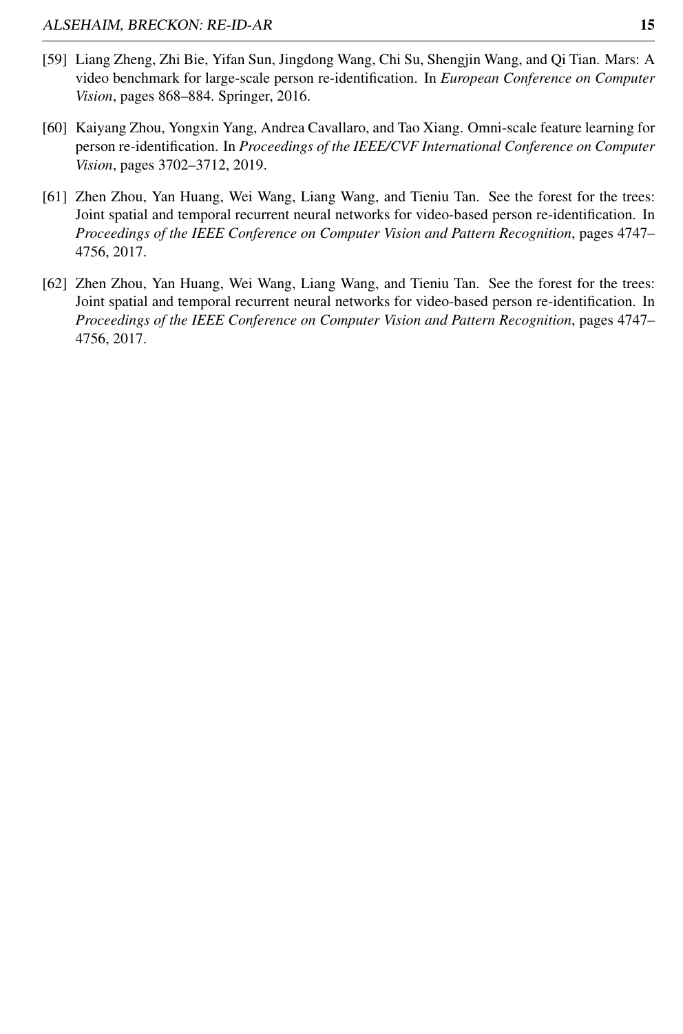[59] Liang Zheng, Zhi Bie, Yifan Sun, Jingdong Wang, Chi Su, Shengjin Wang, and Qi Tian. Mars: A video benchmark for large-scale person re-identification. In *European Conference on Computer Vision*, pages 868–884. Springer, 2016.

[60] Kaiyang Zhou, Yongxin Yang, Andrea Cavallaro, and Tao Xiang. Omni-scale feature learning for person re-identification. In *Proceedings of the IEEE/CVF International Conference on Computer Vision*, pages 3702–3712, 2019.

[61] Zhen Zhou, Yan Huang, Wei Wang, Liang Wang, and Tieniu Tan. See the forest for the trees: Joint spatial and temporal recurrent neural networks for video-based person re-identification. In *Proceedings of the IEEE Conference on Computer Vision and Pattern Recognition*, pages 4747–4756, 2017.

[62] Zhen Zhou, Yan Huang, Wei Wang, Liang Wang, and Tieniu Tan. See the forest for the trees: Joint spatial and temporal recurrent neural networks for video-based person re-identification. In *Proceedings of the IEEE Conference on Computer Vision and Pattern Recognition*, pages 4747–4756, 2017.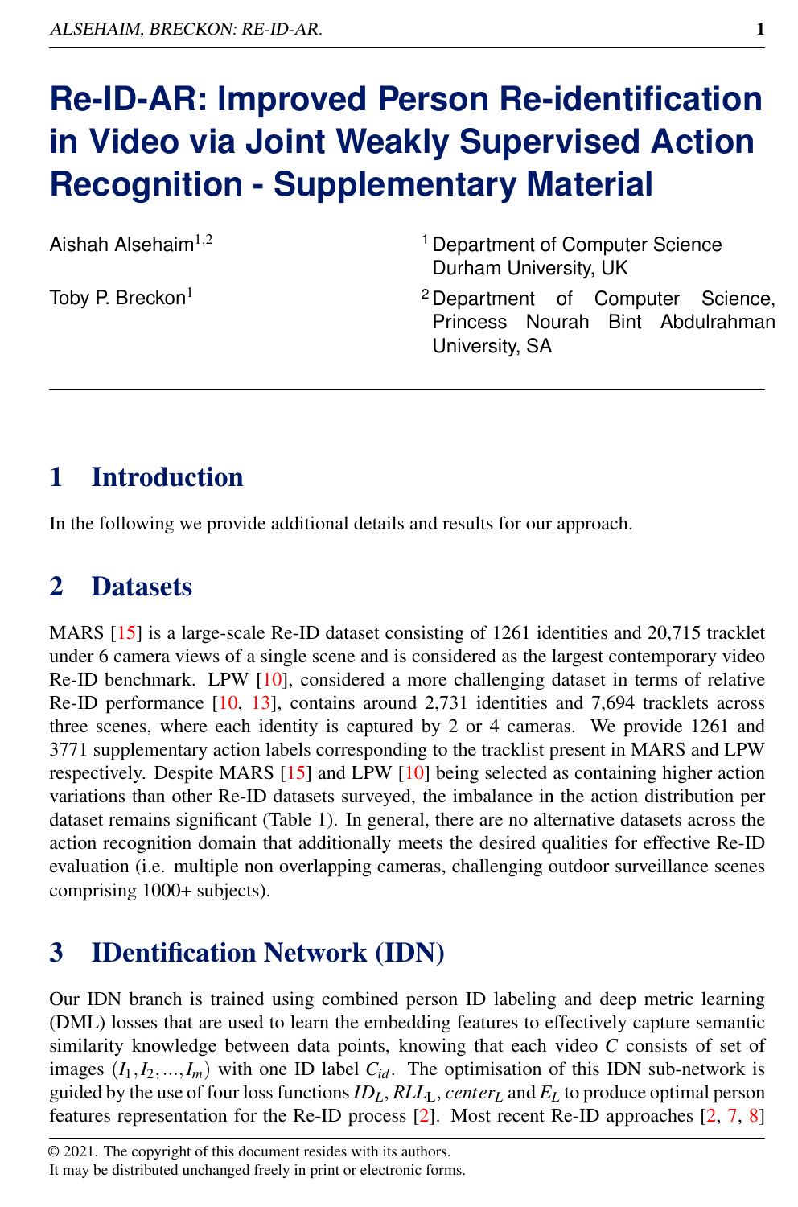# Re-ID-AR: Improved Person Re-identification in Video via Joint Weakly Supervised Action Recognition - Supplementary Material

Aishah Alsehaim[1,2]

Toby P. Breckon[1]

[1] Department of Computer Science  
Durham University, UK

[2] Department of Computer Science,  
Princess Nourah Bint Abdulrahman University, SA

## 1 Introduction

In the following we provide additional details and results for our approach.

## 2 Datasets

MARS [15] is a large-scale Re-ID dataset consisting of 1261 identities and 20,715 tracklet under 6 camera views of a single scene and is considered as the largest contemporary video Re-ID benchmark. LPW [10], considered a more challenging dataset in terms of relative Re-ID performance [10, 13], contains around 2,731 identities and 7,694 tracklets across three scenes, where each identity is captured by 2 or 4 cameras. We provide 1261 and 3771 supplementary action labels corresponding to the tracklist present in MARS and LPW respectively. Despite MARS [15] and LPW [10] being selected as containing higher action variations than other Re-ID datasets surveyed, the imbalance in the action distribution per dataset remains significant (Table 1). In general, there are no alternative datasets across the action recognition domain that additionally meets the desired qualities for effective Re-ID evaluation (i.e. multiple non overlapping cameras, challenging outdoor surveillance scenes comprising 1000+ subjects).

## 3 IDentification Network (IDN)

Our IDN branch is trained using combined person ID labeling and deep metric learning (DML) losses that are used to learn the embedding features to effectively capture semantic similarity knowledge between data points, knowing that each video $C$ consists of set of images $(I_1, I_2, ..., I_m)$ with one ID label $C_{id}$. The optimisation of this IDN sub-network is guided by the use of four loss functions $ID_L$, $RLL_L$, $center_L$ and $E_L$ to produce optimal person features representation for the Re-ID process [2]. Most recent Re-ID approaches [2, 7, 8]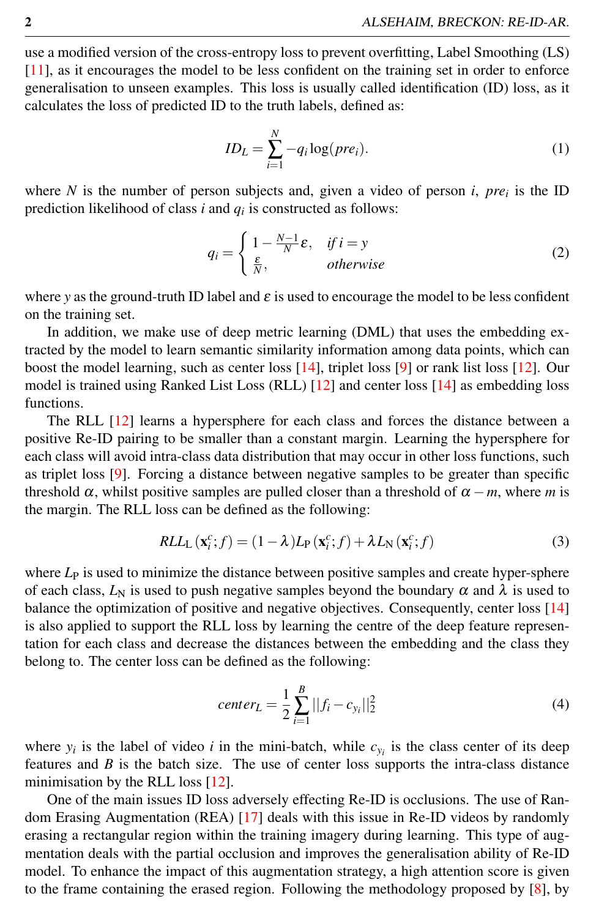use a modified version of the cross-entropy loss to prevent overfitting, Label Smoothing (LS) [11], as it encourages the model to be less confident on the training set in order to enforce generalisation to unseen examples. This loss is usually called identification (ID) loss, as it calculates the loss of predicted ID to the truth labels, defined as:

$$ID_L = \sum_{i=1}^{N} -q_i \log(pre_i). \tag{1}$$

where $N$ is the number of person subjects and, given a video of person $i$, $pre_i$ is the ID prediction likelihood of class $i$ and $q_i$ is constructed as follows:

$$q_i = \begin{cases} 1 - \frac{N-1}{N}\varepsilon, & if\, i = y \\ \frac{\varepsilon}{N}, & otherwise \end{cases} \tag{2}$$

where $y$ as the ground-truth ID label and $\varepsilon$ is used to encourage the model to be less confident on the training set.

In addition, we make use of deep metric learning (DML) that uses the embedding extracted by the model to learn semantic similarity information among data points, which can boost the model learning, such as center loss [14], triplet loss [9] or rank list loss [12]. Our model is trained using Ranked List Loss (RLL) [12] and center loss [14] as embedding loss functions.

The RLL [12] learns a hypersphere for each class and forces the distance between a positive Re-ID pairing to be smaller than a constant margin. Learning the hypersphere for each class will avoid intra-class data distribution that may occur in other loss functions, such as triplet loss [9]. Forcing a distance between negative samples to be greater than specific threshold $\alpha$, whilst positive samples are pulled closer than a threshold of $\alpha - m$, where $m$ is the margin. The RLL loss can be defined as the following:

$$RLL_{\mathrm{L}}\left(\mathbf{x}_i^c; f\right) = (1-\lambda) L_{\mathrm{P}}\left(\mathbf{x}_i^c; f\right) + \lambda L_{\mathrm{N}}\left(\mathbf{x}_i^c; f\right) \tag{3}$$

where $L_{\mathrm{P}}$ is used to minimize the distance between positive samples and create hyper-sphere of each class, $L_{\mathrm{N}}$ is used to push negative samples beyond the boundary $\alpha$ and $\lambda$ is used to balance the optimization of positive and negative objectives. Consequently, center loss [14] is also applied to support the RLL loss by learning the centre of the deep feature representation for each class and decrease the distances between the embedding and the class they belong to. The center loss can be defined as the following:

$$center_L = \frac{1}{2} \sum_{i=1}^{B} ||f_i - c_{y_i}||_2^2 \tag{4}$$

where $y_i$ is the label of video $i$ in the mini-batch, while $c_{y_i}$ is the class center of its deep features and $B$ is the batch size. The use of center loss supports the intra-class distance minimisation by the RLL loss [12].

One of the main issues ID loss adversely effecting Re-ID is occlusions. The use of Random Erasing Augmentation (REA) [17] deals with this issue in Re-ID videos by randomly erasing a rectangular region within the training imagery during learning. This type of augmentation deals with the partial occlusion and improves the generalisation ability of Re-ID model. To enhance the impact of this augmentation strategy, a high attention score is given to the frame containing the erased region. Following the methodology proposed by [8], by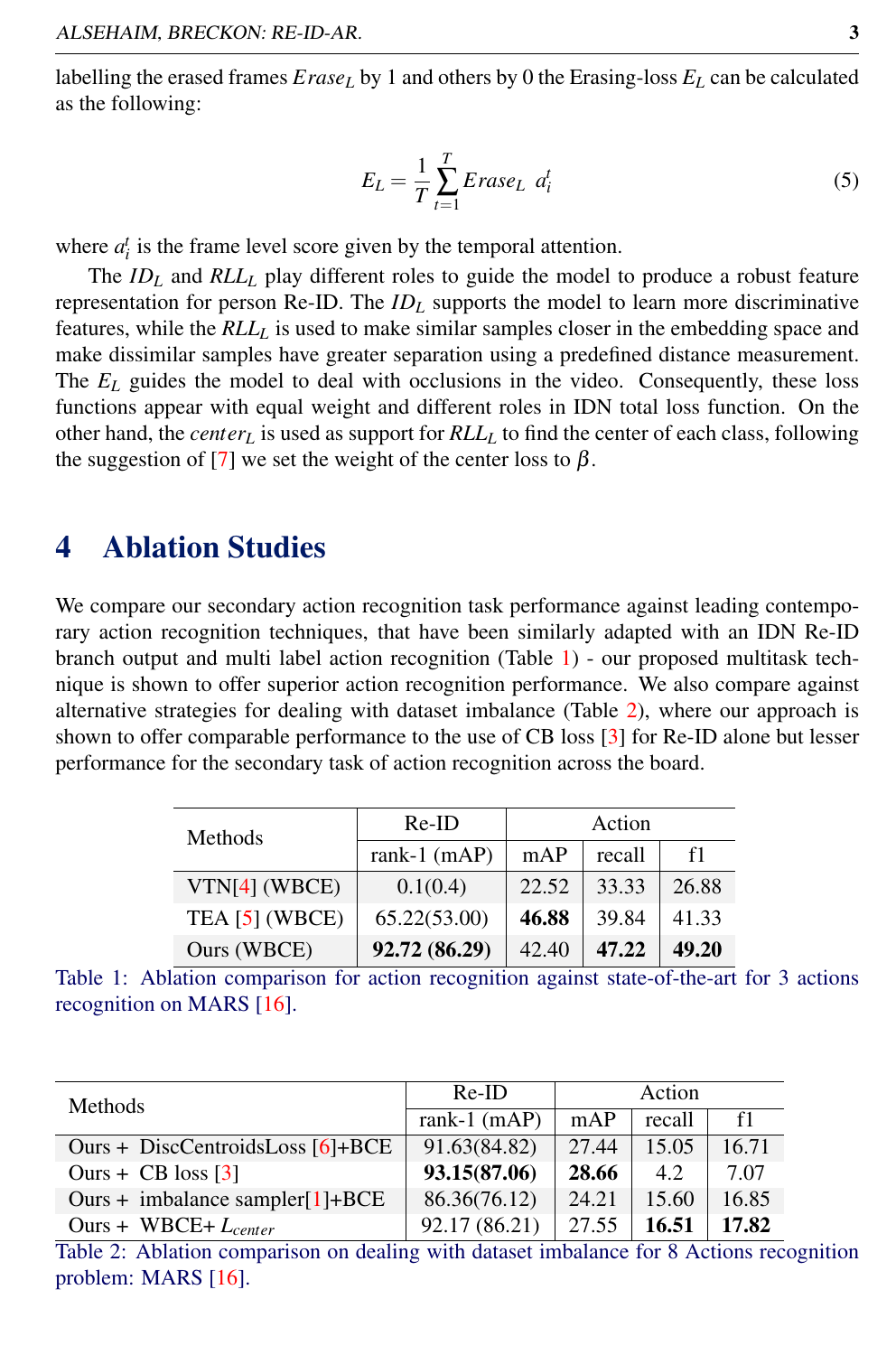labelling the erased frames $Erase_L$ by 1 and others by 0 the Erasing-loss $E_L$ can be calculated as the following:

$$E_L = \frac{1}{T} \sum_{t=1}^{T} Erase_L \; a_i^t \tag{5}$$

where $a_i^t$ is the frame level score given by the temporal attention.

The $ID_L$ and $RLL_L$ play different roles to guide the model to produce a robust feature representation for person Re-ID. The $ID_L$ supports the model to learn more discriminative features, while the $RLL_L$ is used to make similar samples closer in the embedding space and make dissimilar samples have greater separation using a predefined distance measurement. The $E_L$ guides the model to deal with occlusions in the video. Consequently, these loss functions appear with equal weight and different roles in IDN total loss function. On the other hand, the $center_L$ is used as support for $RLL_L$ to find the center of each class, following the suggestion of [7] we set the weight of the center loss to $\beta$.

# 4 Ablation Studies

We compare our secondary action recognition task performance against leading contemporary action recognition techniques, that have been similarly adapted with an IDN Re-ID branch output and multi label action recognition (Table 1) - our proposed multitask technique is shown to offer superior action recognition performance. We also compare against alternative strategies for dealing with dataset imbalance (Table 2), where our approach is shown to offer comparable performance to the use of CB loss [3] for Re-ID alone but lesser performance for the secondary task of action recognition across the board.

| Methods | Re-ID | Action | | |
|---|---|---|---|---|
| | rank-1 (mAP) | mAP | recall | f1 |
| VTN[4] (WBCE) | 0.1(0.4) | 22.52 | 33.33 | 26.88 |
| TEA [5] (WBCE) | 65.22(53.00) | **46.88** | 39.84 | 41.33 |
| Ours (WBCE) | **92.72 (86.29)** | 42.40 | **47.22** | **49.20** |

Table 1: Ablation comparison for action recognition against state-of-the-art for 3 actions recognition on MARS [16].

| Methods | Re-ID | Action | | |
|---|---|---|---|---|
| | rank-1 (mAP) | mAP | recall | f1 |
| Ours + DiscCentroidsLoss [6]+BCE | 91.63(84.82) | 27.44 | 15.05 | 16.71 |
| Ours + CB loss [3] | **93.15(87.06)** | **28.66** | 4.2 | 7.07 |
| Ours + imbalance sampler[1]+BCE | 86.36(76.12) | 24.21 | 15.60 | 16.85 |
| Ours + WBCE+ $L_{center}$ | 92.17 (86.21) | 27.55 | **16.51** | **17.82** |

Table 2: Ablation comparison on dealing with dataset imbalance for 8 Actions recognition problem: MARS [16].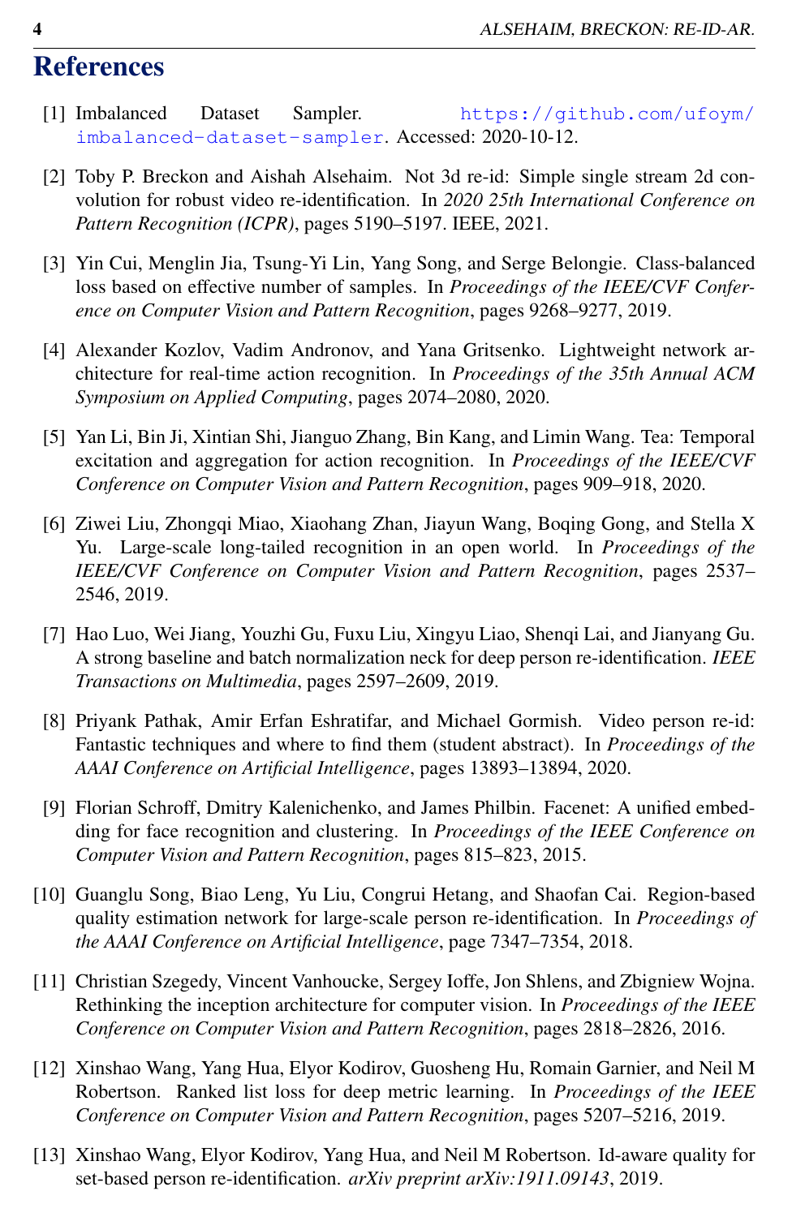# References

[1] Imbalanced Dataset Sampler. https://github.com/ufoym/imbalanced-dataset-sampler. Accessed: 2020-10-12.

[2] Toby P. Breckon and Aishah Alsehaim. Not 3d re-id: Simple single stream 2d convolution for robust video re-identification. In *2020 25th International Conference on Pattern Recognition (ICPR)*, pages 5190–5197. IEEE, 2021.

[3] Yin Cui, Menglin Jia, Tsung-Yi Lin, Yang Song, and Serge Belongie. Class-balanced loss based on effective number of samples. In *Proceedings of the IEEE/CVF Conference on Computer Vision and Pattern Recognition*, pages 9268–9277, 2019.

[4] Alexander Kozlov, Vadim Andronov, and Yana Gritsenko. Lightweight network architecture for real-time action recognition. In *Proceedings of the 35th Annual ACM Symposium on Applied Computing*, pages 2074–2080, 2020.

[5] Yan Li, Bin Ji, Xintian Shi, Jianguo Zhang, Bin Kang, and Limin Wang. Tea: Temporal excitation and aggregation for action recognition. In *Proceedings of the IEEE/CVF Conference on Computer Vision and Pattern Recognition*, pages 909–918, 2020.

[6] Ziwei Liu, Zhongqi Miao, Xiaohang Zhan, Jiayun Wang, Boqing Gong, and Stella X Yu. Large-scale long-tailed recognition in an open world. In *Proceedings of the IEEE/CVF Conference on Computer Vision and Pattern Recognition*, pages 2537–2546, 2019.

[7] Hao Luo, Wei Jiang, Youzhi Gu, Fuxu Liu, Xingyu Liao, Shenqi Lai, and Jianyang Gu. A strong baseline and batch normalization neck for deep person re-identification. *IEEE Transactions on Multimedia*, pages 2597–2609, 2019.

[8] Priyank Pathak, Amir Erfan Eshratifar, and Michael Gormish. Video person re-id: Fantastic techniques and where to find them (student abstract). In *Proceedings of the AAAI Conference on Artificial Intelligence*, pages 13893–13894, 2020.

[9] Florian Schroff, Dmitry Kalenichenko, and James Philbin. Facenet: A unified embedding for face recognition and clustering. In *Proceedings of the IEEE Conference on Computer Vision and Pattern Recognition*, pages 815–823, 2015.

[10] Guanglu Song, Biao Leng, Yu Liu, Congrui Hetang, and Shaofan Cai. Region-based quality estimation network for large-scale person re-identification. In *Proceedings of the AAAI Conference on Artificial Intelligence*, page 7347–7354, 2018.

[11] Christian Szegedy, Vincent Vanhoucke, Sergey Ioffe, Jon Shlens, and Zbigniew Wojna. Rethinking the inception architecture for computer vision. In *Proceedings of the IEEE Conference on Computer Vision and Pattern Recognition*, pages 2818–2826, 2016.

[12] Xinshao Wang, Yang Hua, Elyor Kodirov, Guosheng Hu, Romain Garnier, and Neil M Robertson. Ranked list loss for deep metric learning. In *Proceedings of the IEEE Conference on Computer Vision and Pattern Recognition*, pages 5207–5216, 2019.

[13] Xinshao Wang, Elyor Kodirov, Yang Hua, and Neil M Robertson. Id-aware quality for set-based person re-identification. *arXiv preprint arXiv:1911.09143*, 2019.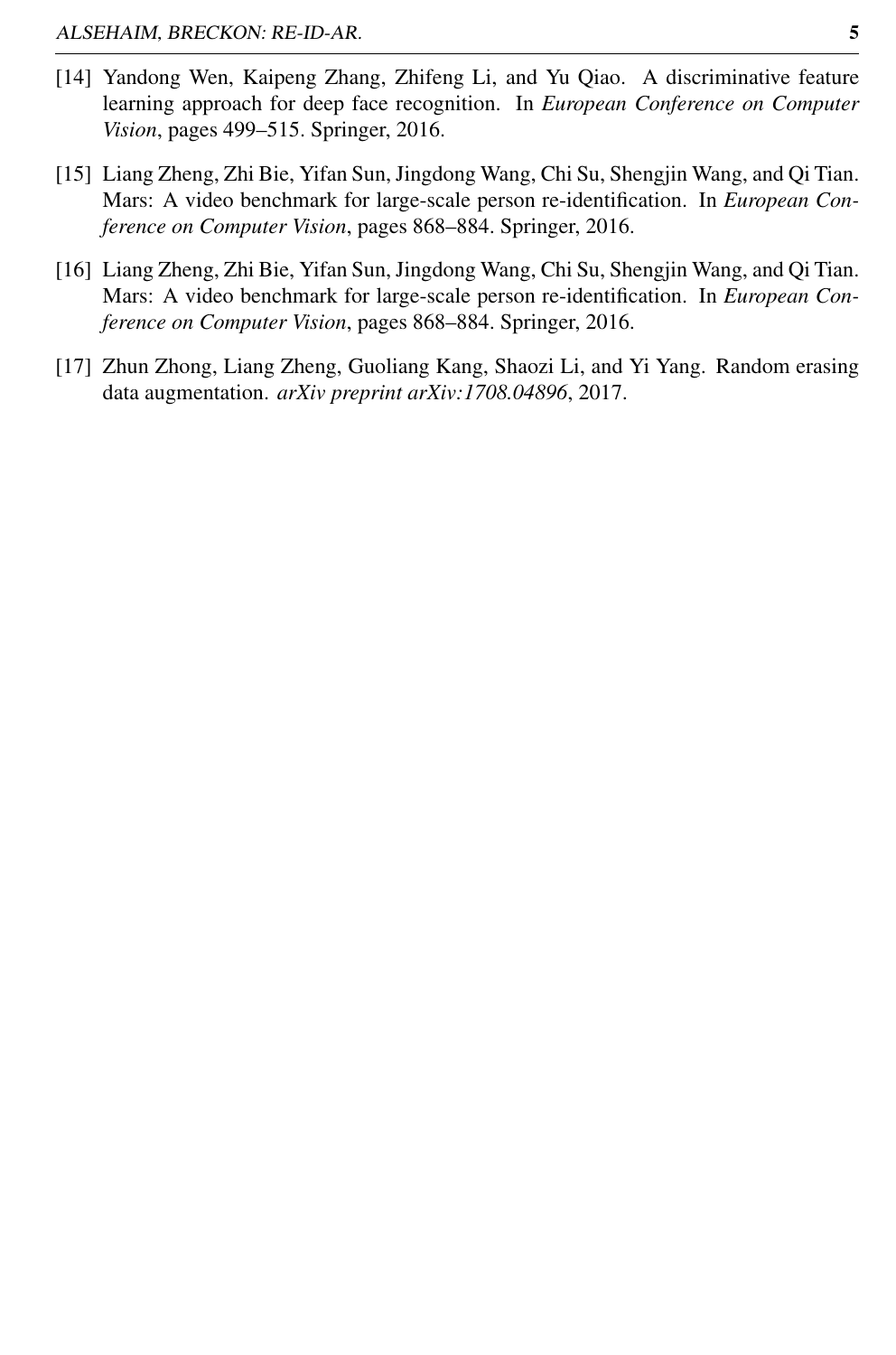[14] Yandong Wen, Kaipeng Zhang, Zhifeng Li, and Yu Qiao. A discriminative feature learning approach for deep face recognition. In *European Conference on Computer Vision*, pages 499–515. Springer, 2016.

[15] Liang Zheng, Zhi Bie, Yifan Sun, Jingdong Wang, Chi Su, Shengjin Wang, and Qi Tian. Mars: A video benchmark for large-scale person re-identification. In *European Conference on Computer Vision*, pages 868–884. Springer, 2016.

[16] Liang Zheng, Zhi Bie, Yifan Sun, Jingdong Wang, Chi Su, Shengjin Wang, and Qi Tian. Mars: A video benchmark for large-scale person re-identification. In *European Conference on Computer Vision*, pages 868–884. Springer, 2016.

[17] Zhun Zhong, Liang Zheng, Guoliang Kang, Shaozi Li, and Yi Yang. Random erasing data augmentation. *arXiv preprint arXiv:1708.04896*, 2017.